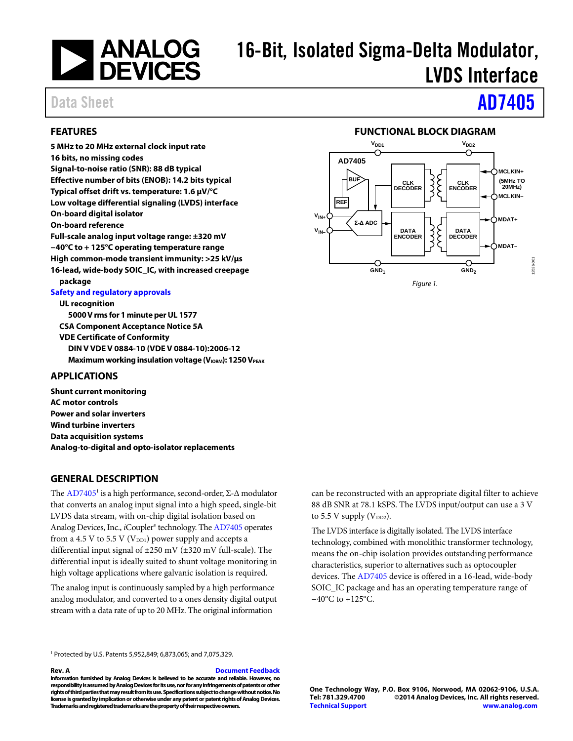# 16-Bit, Isolated Sigma-Delta Modulator, LVDS Interface

Data Sheet **AD7405**

## FEATURES

- **5 MHz to 20 MHz external clock input rate**
- **16 bits, no missing codes**
- **Signal-to-noise ratio (SNR): 88 dB typical**
- **Effective number of bits (ENOB): 14.2 bits typical**
- **Typical offset drift vs. temperature: 1.6 μV/°C**
- **Low voltage differential signaling (LVDS) interface**
- **On-board digital isolator**
- **On-board reference**
- **Full-scale analog input voltage range: ±320 mV**
- **−40°C to + 125°C operating temperature range**
- **High common-mode transient immunity: >25 kV/μs**
- **16-lead, wide-body SOIC_IC, with increased creepage package**
- **Safety and regulatory approvals**
  - **UL recognition**
    - **5000 V rms for 1 minute per UL 1577**
  - **CSA Component Acceptance Notice 5A**
  - **VDE Certificate of Conformity**
    - **DIN V VDE V 0884-10 (VDE V 0884-10):2006-12**
    - **Maximum working insulation voltage ($V_{IORM}$): 1250 $V_{PEAK}$**

## APPLICATIONS

- **Shunt current monitoring**
- **AC motor controls**
- **Power and solar inverters**
- **Wind turbine inverters**
- **Data acquisition systems**
- **Analog-to-digital and opto-isolator replacements**

## FUNCTIONAL BLOCK DIAGRAM

$V_{DD1}$
$V_{DD2}$
AD7405
BUF
REF
CLK DECODER
CLK ENCODER
MCLKIN+
(5MHz TO 20MHz)
MCLKIN–
$V_{IN+}$
$V_{IN-}$
Σ-Δ ADC
DATA ENCODER
DATA DECODER
MDAT+
MDAT–
$GND_1$
$GND_2$
12536-001

*Figure 1.*

## GENERAL DESCRIPTION

The AD7405[1] is a high performance, second-order, Σ-Δ modulator that converts an analog input signal into a high speed, single-bit LVDS data stream, with on-chip digital isolation based on Analog Devices, Inc., *i*Coupler® technology. The AD7405 operates from a 4.5 V to 5.5 V ($V_{DD1}$) power supply and accepts a differential input signal of ±250 mV (±320 mV full-scale). The differential input is ideally suited to shunt voltage monitoring in high voltage applications where galvanic isolation is required.

The analog input is continuously sampled by a high performance analog modulator, and converted to a ones density digital output stream with a data rate of up to 20 MHz. The original information can be reconstructed with an appropriate digital filter to achieve 88 dB SNR at 78.1 kSPS. The LVDS input/output can use a 3 V to 5.5 V supply ($V_{DD2}$).

The LVDS interface is digitally isolated. The LVDS interface technology, combined with monolithic transformer technology, means the on-chip isolation provides outstanding performance characteristics, superior to alternatives such as optocoupler devices. The AD7405 device is offered in a 16-lead, wide-body SOIC_IC package and has an operating temperature range of −40°C to +125°C.

[1] Protected by U.S. Patents 5,952,849; 6,873,065; and 7,075,329.

**Rev. A** **Document Feedback**

**Information furnished by Analog Devices is believed to be accurate and reliable. However, no responsibility is assumed by Analog Devices for its use, nor for any infringements of patents or other rights of third parties that may result from its use. Specifications subject to change without notice. No license is granted by implication or otherwise under any patent or patent rights of Analog Devices. Trademarks and registered trademarks are the property of their respective owners.**

**One Technology Way, P.O. Box 9106, Norwood, MA 02062-9106, U.S.A.**
**Tel: 781.329.4700 ©2014 Analog Devices, Inc. All rights reserved.**
**Technical Support www.analog.com**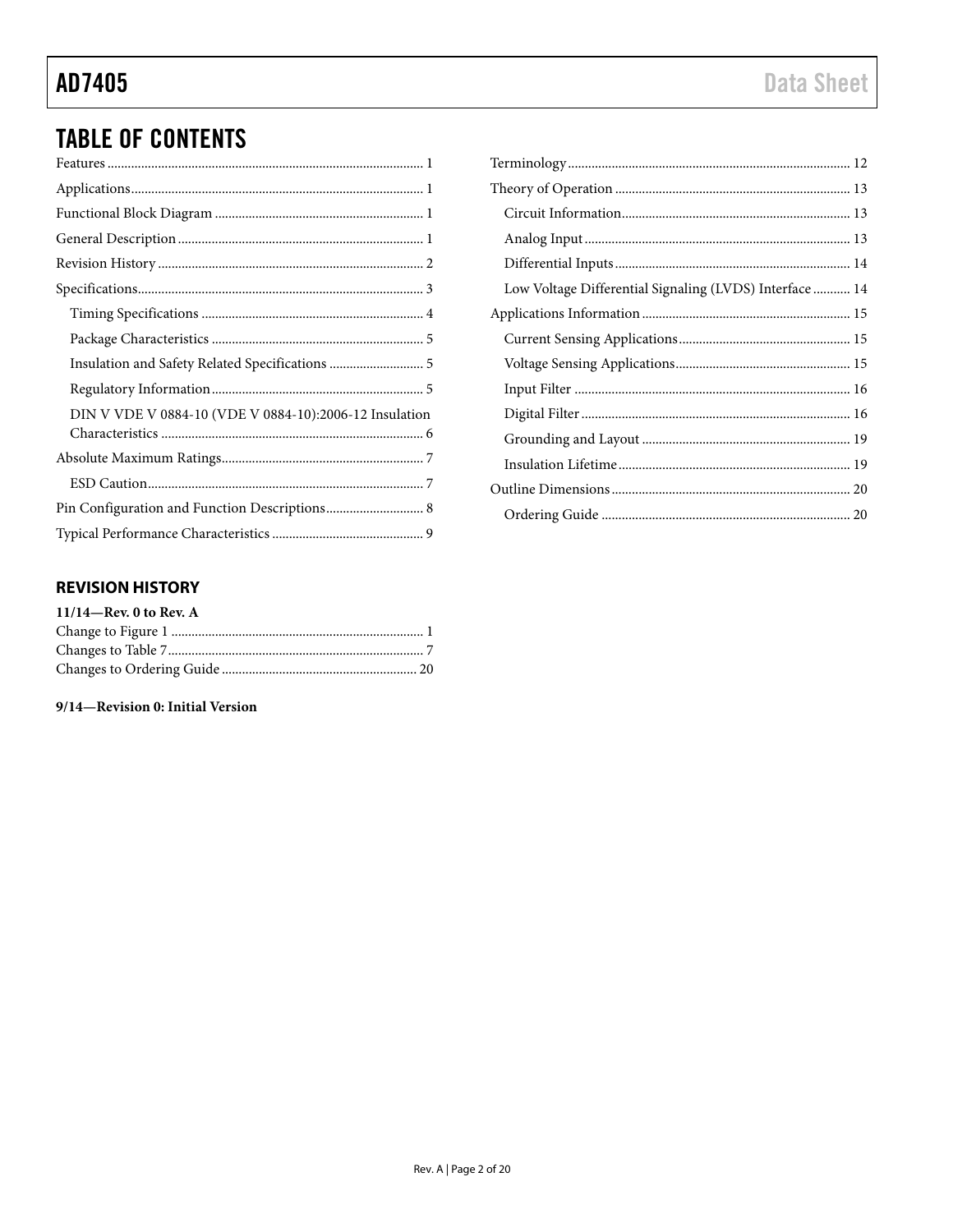## TABLE OF CONTENTS

Features ... 1
Applications ... 1
Functional Block Diagram ... 1
General Description ... 1
Revision History ... 2
Specifications ... 3
  Timing Specifications ... 4
  Package Characteristics ... 5
  Insulation and Safety Related Specifications ... 5
  Regulatory Information ... 5
  DIN V VDE V 0884-10 (VDE V 0884-10):2006-12 Insulation Characteristics ... 6
Absolute Maximum Ratings ... 7
  ESD Caution ... 7
Pin Configuration and Function Descriptions ... 8
Typical Performance Characteristics ... 9
Terminology ... 12
Theory of Operation ... 13
  Circuit Information ... 13
  Analog Input ... 13
  Differential Inputs ... 14
  Low Voltage Differential Signaling (LVDS) Interface ... 14
Applications Information ... 15
  Current Sensing Applications ... 15
  Voltage Sensing Applications ... 15
  Input Filter ... 16
  Digital Filter ... 16
  Grounding and Layout ... 19
  Insulation Lifetime ... 19
Outline Dimensions ... 20
  Ordering Guide ... 20

### REVISION HISTORY

**11/14—Rev. 0 to Rev. A**

Change to Figure 1 ... 1
Changes to Table 7 ... 7
Changes to Ordering Guide ... 20

**9/14—Revision 0: Initial Version**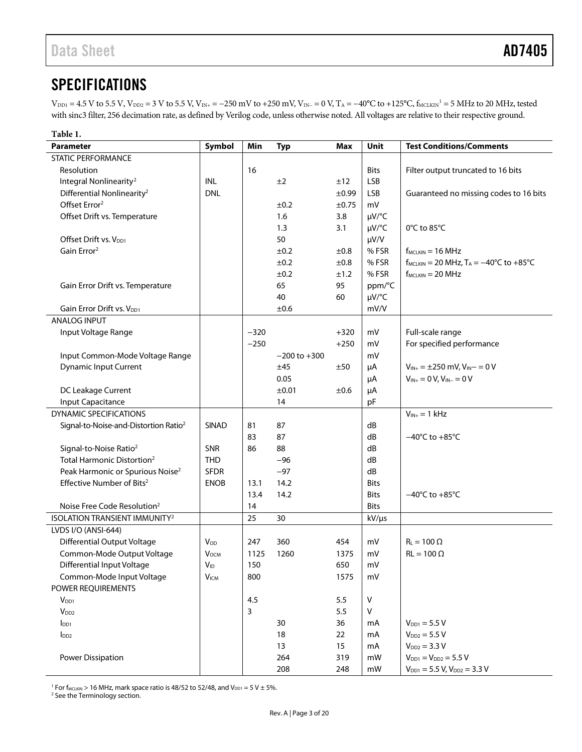# SPECIFICATIONS

$V_{DD1}$ = 4.5 V to 5.5 V, $V_{DD2}$ = 3 V to 5.5 V, $V_{IN+}$ = −250 mV to +250 mV, $V_{IN−}$ = 0 V, $T_A$ = −40°C to +125°C, $f_{MCLKIN}$[1] = 5 MHz to 20 MHz, tested with sinc3 filter, 256 decimation rate, as defined by Verilog code, unless otherwise noted. All voltages are relative to their respective ground.

**Table 1.**

| Parameter | Symbol | Min | Typ | Max | Unit | Test Conditions/Comments |
|---|---|---|---|---|---|---|
| STATIC PERFORMANCE | | | | | | |
| Resolution | | 16 | | | Bits | Filter output truncated to 16 bits |
| Integral Nonlinearity[2] | INL | | ±2 | ±12 | LSB | |
| Differential Nonlinearity[2] | DNL | | | ±0.99 | LSB | Guaranteed no missing codes to 16 bits |
| Offset Error[2] | | | ±0.2 | ±0.75 | mV | |
| Offset Drift vs. Temperature | | | 1.6 | 3.8 | μV/°C | |
| | | | 1.3 | 3.1 | μV/°C | 0°C to 85°C |
| Offset Drift vs. $V_{DD1}$ | | | 50 | | μV/V | |
| Gain Error[2] | | | ±0.2 | ±0.8 | % FSR | $f_{MCLKIN}$ = 16 MHz |
| | | | ±0.2 | ±0.8 | % FSR | $f_{MCLKIN}$ = 20 MHz, $T_A$ = −40°C to +85°C |
| | | | ±0.2 | ±1.2 | % FSR | $f_{MCLKIN}$ = 20 MHz |
| Gain Error Drift vs. Temperature | | | 65 | 95 | ppm/°C | |
| | | | 40 | 60 | μV/°C | |
| Gain Error Drift vs. $V_{DD1}$ | | | ±0.6 | | mV/V | |
| ANALOG INPUT | | | | | | |
| Input Voltage Range | | −320 | | +320 | mV | Full-scale range |
| | | −250 | | +250 | mV | For specified performance |
| Input Common-Mode Voltage Range | | | −200 to +300 | | mV | |
| Dynamic Input Current | | | ±45 | ±50 | μA | $V_{IN+}$ = ±250 mV, $V_{IN−}$ = 0 V |
| | | | 0.05 | | μA | $V_{IN+}$ = 0 V, $V_{IN−}$ = 0 V |
| DC Leakage Current | | | ±0.01 | ±0.6 | μA | |
| Input Capacitance | | | 14 | | pF | |
| DYNAMIC SPECIFICATIONS | | | | | | $V_{IN+}$ = 1 kHz |
| Signal-to-Noise-and-Distortion Ratio[2] | SINAD | 81 | 87 | | dB | |
| | | 83 | 87 | | dB | −40°C to +85°C |
| Signal-to-Noise Ratio[2] | SNR | 86 | 88 | | dB | |
| Total Harmonic Distortion[2] | THD | | −96 | | dB | |
| Peak Harmonic or Spurious Noise[2] | SFDR | | −97 | | dB | |
| Effective Number of Bits[2] | ENOB | 13.1 | 14.2 | | Bits | |
| | | 13.4 | 14.2 | | Bits | −40°C to +85°C |
| Noise Free Code Resolution[2] | | 14 | | | Bits | |
| ISOLATION TRANSIENT IMMUNITY[2] | | 25 | 30 | | kV/μs | |
| LVDS I/O (ANSI-644) | | | | | | |
| Differential Output Voltage | $V_{OD}$ | 247 | 360 | 454 | mV | $R_L$ = 100 Ω |
| Common-Mode Output Voltage | $V_{OCM}$ | 1125 | 1260 | 1375 | mV | RL = 100 Ω |
| Differential Input Voltage | $V_{ID}$ | 150 | | 650 | mV | |
| Common-Mode Input Voltage | $V_{ICM}$ | 800 | | 1575 | mV | |
| POWER REQUIREMENTS | | | | | | |
| $V_{DD1}$ | | 4.5 | | 5.5 | V | |
| $V_{DD2}$ | | 3 | | 5.5 | V | |
| $I_{DD1}$ | | | 30 | 36 | mA | $V_{DD1}$ = 5.5 V |
| $I_{DD2}$ | | | 18 | 22 | mA | $V_{DD2}$ = 5.5 V |
| | | | 13 | 15 | mA | $V_{DD2}$ = 3.3 V |
| Power Dissipation | | | 264 | 319 | mW | $V_{DD1}$ = $V_{DD2}$ = 5.5 V |
| | | | 208 | 248 | mW | $V_{DD1}$ = 5.5 V, $V_{DD2}$ = 3.3 V |

[1] For $f_{MCLKIN}$ > 16 MHz, mark space ratio is 48/52 to 52/48, and $V_{DD1}$ = 5 V ± 5%.
[2] See the Terminology section.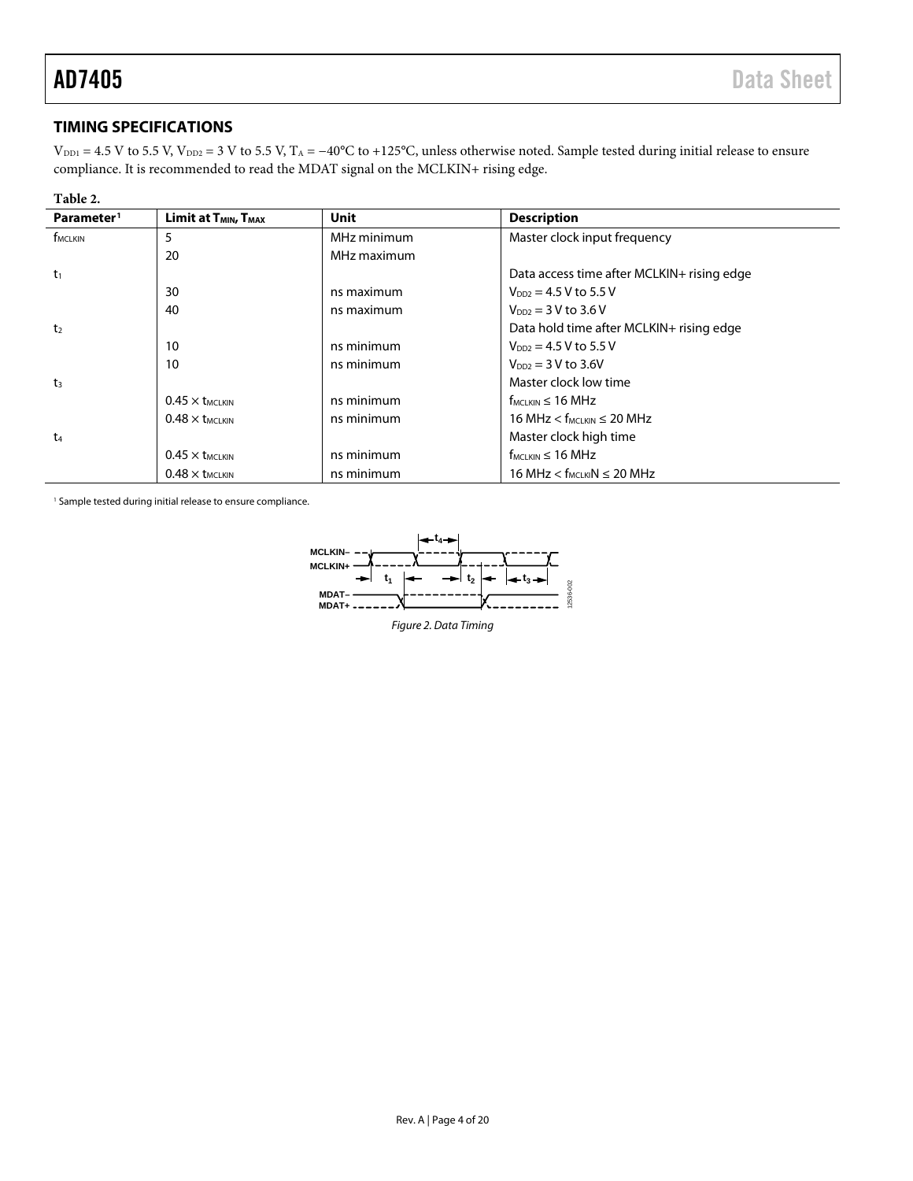## TIMING SPECIFICATIONS

$V_{DD1}$ = 4.5 V to 5.5 V, $V_{DD2}$ = 3 V to 5.5 V, $T_A$ = −40°C to +125°C, unless otherwise noted. Sample tested during initial release to ensure compliance. It is recommended to read the MDAT signal on the MCLKIN+ rising edge.

**Table 2.**

| Parameter[1] | Limit at $T_{MIN}$, $T_{MAX}$ | Unit | Description |
|---|---|---|---|
| $f_{MCLKIN}$ | 5 | MHz minimum | Master clock input frequency |
| | 20 | MHz maximum | |
| $t_1$ | | | Data access time after MCLKIN+ rising edge |
| | 30 | ns maximum | $V_{DD2}$ = 4.5 V to 5.5 V |
| | 40 | ns maximum | $V_{DD2}$ = 3 V to 3.6 V |
| $t_2$ | | | Data hold time after MCLKIN+ rising edge |
| | 10 | ns minimum | $V_{DD2}$ = 4.5 V to 5.5 V |
| | 10 | ns minimum | $V_{DD2}$ = 3 V to 3.6V |
| $t_3$ | | | Master clock low time |
| | $0.45 \times t_{MCLKIN}$ | ns minimum | $f_{MCLKIN} \leq$ 16 MHz |
| | $0.48 \times t_{MCLKIN}$ | ns minimum | 16 MHz < $f_{MCLKIN} \leq$ 20 MHz |
| $t_4$ | | | Master clock high time |
| | $0.45 \times t_{MCLKIN}$ | ns minimum | $f_{MCLKIN} \leq$ 16 MHz |
| | $0.48 \times t_{MCLKIN}$ | ns minimum | 16 MHz < $f_{MCLKIN} \leq$ 20 MHz |

[1] Sample tested during initial release to ensure compliance.

MCLKIN–
MCLKIN+
MDAT–
MDAT+
$t_1$
$t_2$
$t_3$
$t_4$
12536-002

*Figure 2. Data Timing*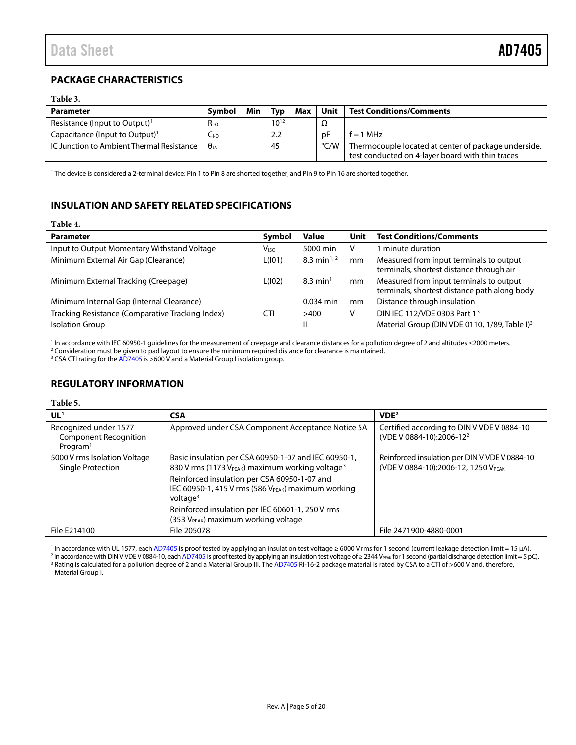## PACKAGE CHARACTERISTICS

Table 3.

| Parameter | Symbol | Min | Typ | Max | Unit | Test Conditions/Comments |
|---|---|---|---|---|---|---|
| Resistance (Input to Output)[1] | $R_{I-O}$ | | $10^{12}$ | | Ω | |
| Capacitance (Input to Output)[1] | $C_{I-O}$ | | 2.2 | | pF | f = 1 MHz |
| IC Junction to Ambient Thermal Resistance | $\theta_{JA}$ | | 45 | | °C/W | Thermocouple located at center of package underside, test conducted on 4-layer board with thin traces |

[1] The device is considered a 2-terminal device: Pin 1 to Pin 8 are shorted together, and Pin 9 to Pin 16 are shorted together.

## INSULATION AND SAFETY RELATED SPECIFICATIONS

Table 4.

| Parameter | Symbol | Value | Unit | Test Conditions/Comments |
|---|---|---|---|---|
| Input to Output Momentary Withstand Voltage | $V_{ISO}$ | 5000 min | V | 1 minute duration |
| Minimum External Air Gap (Clearance) | L(I01) | 8.3 min[1, 2] | mm | Measured from input terminals to output terminals, shortest distance through air |
| Minimum External Tracking (Creepage) | L(I02) | 8.3 min[1] | mm | Measured from input terminals to output terminals, shortest distance path along body |
| Minimum Internal Gap (Internal Clearance) | | 0.034 min | mm | Distance through insulation |
| Tracking Resistance (Comparative Tracking Index) | CTI | >400 | V | DIN IEC 112/VDE 0303 Part 1[3] |
| Isolation Group | | II | | Material Group (DIN VDE 0110, 1/89, Table I)[3] |

[1] In accordance with IEC 60950-1 guidelines for the measurement of creepage and clearance distances for a pollution degree of 2 and altitudes ≤2000 meters.
[2] Consideration must be given to pad layout to ensure the minimum required distance for clearance is maintained.
[3] CSA CTI rating for the AD7405 is >600 V and a Material Group I isolation group.

## REGULATORY INFORMATION

Table 5.

| UL[1] | CSA | VDE[2] |
|---|---|---|
| Recognized under 1577 Component Recognition Program[1] | Approved under CSA Component Acceptance Notice 5A | Certified according to DIN V VDE V 0884-10 (VDE V 0884-10):2006-12[2] |
| 5000 V rms Isolation Voltage Single Protection | Basic insulation per CSA 60950-1-07 and IEC 60950-1, 830 V rms (1173 $V_{PEAK}$) maximum working voltage[3] | Reinforced insulation per DIN V VDE V 0884-10 (VDE V 0884-10):2006-12, 1250 $V_{PEAK}$ |
| | Reinforced insulation per CSA 60950-1-07 and IEC 60950-1, 415 V rms (586 $V_{PEAK}$) maximum working voltage[3] | |
| | Reinforced insulation per IEC 60601-1, 250 V rms (353 $V_{PEAK}$) maximum working voltage | |
| File E214100 | File 205078 | File 2471900-4880-0001 |

[1] In accordance with UL 1577, each AD7405 is proof tested by applying an insulation test voltage ≥ 6000 V rms for 1 second (current leakage detection limit = 15 µA).
[2] In accordance with DIN V VDE V 0884-10, each AD7405 is proof tested by applying an insulation test voltage of ≥ 2344 $V_{PEAK}$ for 1 second (partial discharge detection limit = 5 pC).
[3] Rating is calculated for a pollution degree of 2 and a Material Group III. The AD7405 RI-16-2 package material is rated by CSA to a CTI of >600 V and, therefore, Material Group I.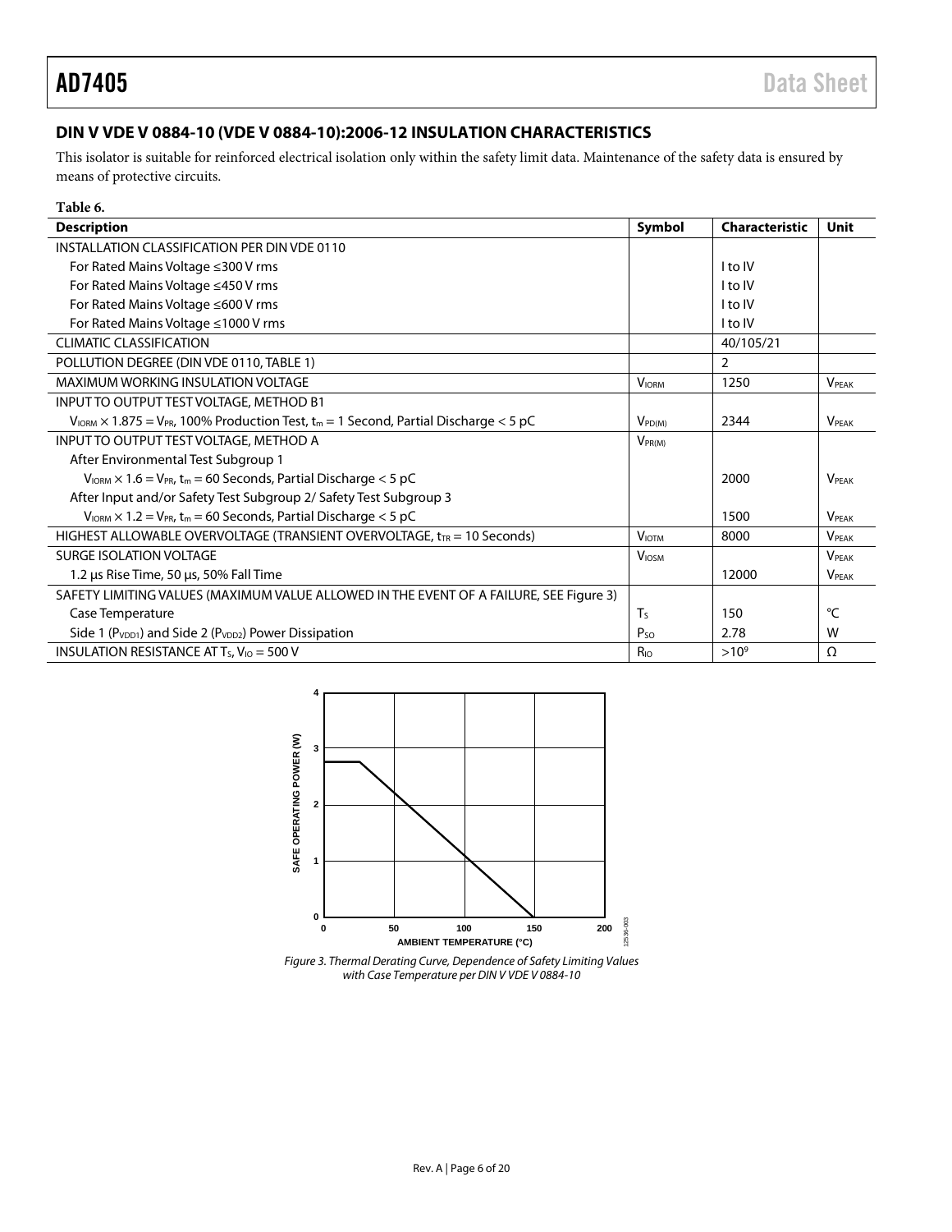## DIN V VDE V 0884-10 (VDE V 0884-10):2006-12 INSULATION CHARACTERISTICS

This isolator is suitable for reinforced electrical isolation only within the safety limit data. Maintenance of the safety data is ensured by means of protective circuits.

**Table 6.**

| Description | Symbol | Characteristic | Unit |
|---|---|---|---|
| INSTALLATION CLASSIFICATION PER DIN VDE 0110 | | | |
| For Rated Mains Voltage ≤300 V rms | | I to IV | |
| For Rated Mains Voltage ≤450 V rms | | I to IV | |
| For Rated Mains Voltage ≤600 V rms | | I to IV | |
| For Rated Mains Voltage ≤1000 V rms | | I to IV | |
| CLIMATIC CLASSIFICATION | | 40/105/21 | |
| POLLUTION DEGREE (DIN VDE 0110, TABLE 1) | | 2 | |
| MAXIMUM WORKING INSULATION VOLTAGE | $V_{IORM}$ | 1250 | $V_{PEAK}$ |
| INPUT TO OUTPUT TEST VOLTAGE, METHOD B1 | | | |
| $V_{IORM} \times 1.875 = V_{PR}$, 100% Production Test, $t_m$ = 1 Second, Partial Discharge < 5 pC | $V_{PD(M)}$ | 2344 | $V_{PEAK}$ |
| INPUT TO OUTPUT TEST VOLTAGE, METHOD A | $V_{PR(M)}$ | | |
| After Environmental Test Subgroup 1 | | | |
| $V_{IORM} \times 1.6 = V_{PR}$, $t_m$ = 60 Seconds, Partial Discharge < 5 pC | | 2000 | $V_{PEAK}$ |
| After Input and/or Safety Test Subgroup 2/ Safety Test Subgroup 3 | | | |
| $V_{IORM} \times 1.2 = V_{PR}$, $t_m$ = 60 Seconds, Partial Discharge < 5 pC | | 1500 | $V_{PEAK}$ |
| HIGHEST ALLOWABLE OVERVOLTAGE (TRANSIENT OVERVOLTAGE, $t_{TR}$ = 10 Seconds) | $V_{IOTM}$ | 8000 | $V_{PEAK}$ |
| SURGE ISOLATION VOLTAGE | $V_{IOSM}$ | | $V_{PEAK}$ |
| 1.2 µs Rise Time, 50 µs, 50% Fall Time | | 12000 | $V_{PEAK}$ |
| SAFETY LIMITING VALUES (MAXIMUM VALUE ALLOWED IN THE EVENT OF A FAILURE, SEE Figure 3) | | | |
| Case Temperature | $T_S$ | 150 | °C |
| Side 1 ($P_{VDD1}$) and Side 2 ($P_{VDD2}$) Power Dissipation | $P_{SO}$ | 2.78 | W |
| INSULATION RESISTANCE AT $T_S$, $V_{IO}$ = 500 V | $R_{IO}$ | $>10^9$ | Ω |

SAFE OPERATING POWER (W)
4
3
2
1
0
0
50
100
150
200
AMBIENT TEMPERATURE (°C)
12536-003

*Figure 3. Thermal Derating Curve, Dependence of Safety Limiting Values with Case Temperature per DIN V VDE V 0884-10*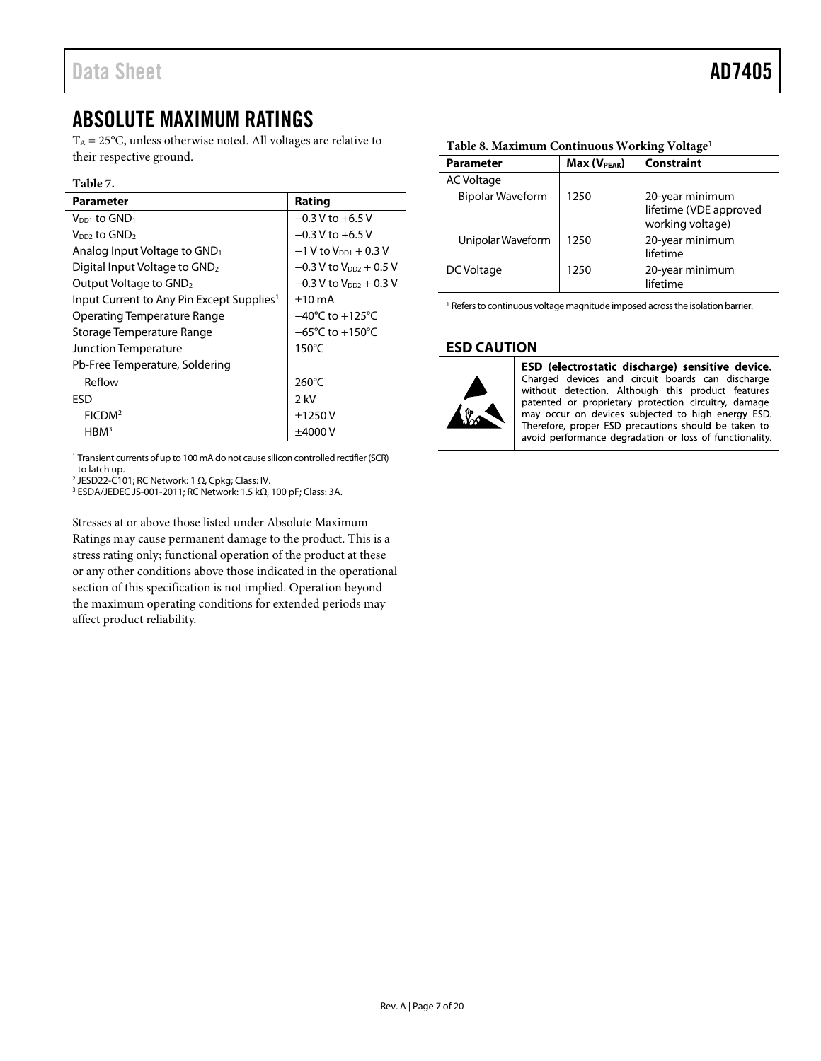# ABSOLUTE MAXIMUM RATINGS

$T_A$ = 25°C, unless otherwise noted. All voltages are relative to their respective ground.

**Table 7.**

| Parameter | Rating |
|---|---|
| $V_{DD1}$ to $GND_1$ | −0.3 V to +6.5 V |
| $V_{DD2}$ to $GND_2$ | −0.3 V to +6.5 V |
| Analog Input Voltage to $GND_1$ | −1 V to $V_{DD1}$ + 0.3 V |
| Digital Input Voltage to $GND_2$ | −0.3 V to $V_{DD2}$ + 0.5 V |
| Output Voltage to $GND_2$ | −0.3 V to $V_{DD2}$ + 0.3 V |
| Input Current to Any Pin Except Supplies[1] | ±10 mA |
| Operating Temperature Range | −40°C to +125°C |
| Storage Temperature Range | −65°C to +150°C |
| Junction Temperature | 150°C |
| Pb-Free Temperature, Soldering | |
| Reflow | 260°C |
| ESD | 2 kV |
| FICDM[2] | ±1250 V |
| HBM[3] | ±4000 V |

[1] Transient currents of up to 100 mA do not cause silicon controlled rectifier (SCR) to latch up.
[2] JESD22-C101; RC Network: 1 Ω, Cpkg; Class: IV.
[3] ESDA/JEDEC JS-001-2011; RC Network: 1.5 kΩ, 100 pF; Class: 3A.

Stresses at or above those listed under Absolute Maximum Ratings may cause permanent damage to the product. This is a stress rating only; functional operation of the product at these or any other conditions above those indicated in the operational section of this specification is not implied. Operation beyond the maximum operating conditions for extended periods may affect product reliability.

**Table 8. Maximum Continuous Working Voltage[1]**

| Parameter | Max ($V_{PEAK}$) | Constraint |
|---|---|---|
| AC Voltage | | |
| Bipolar Waveform | 1250 | 20-year minimum lifetime (VDE approved working voltage) |
| Unipolar Waveform | 1250 | 20-year minimum lifetime |
| DC Voltage | 1250 | 20-year minimum lifetime |

[1] Refers to continuous voltage magnitude imposed across the isolation barrier.

## ESD CAUTION

**ESD (electrostatic discharge) sensitive device.** Charged devices and circuit boards can discharge without detection. Although this product features patented or proprietary protection circuitry, damage may occur on devices subjected to high energy ESD. Therefore, proper ESD precautions should be taken to avoid performance degradation or loss of functionality.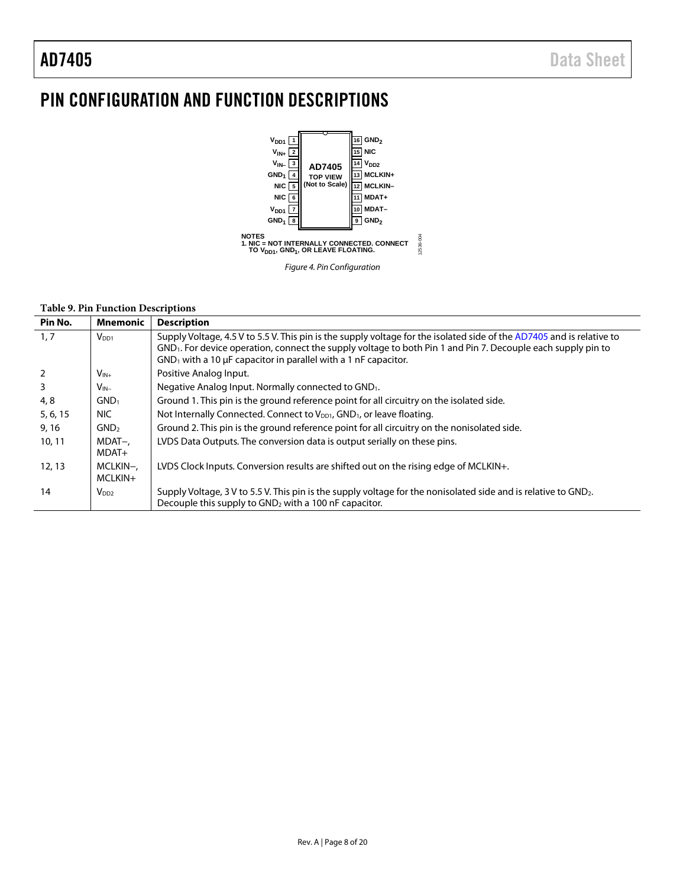# PIN CONFIGURATION AND FUNCTION DESCRIPTIONS

$V_{DD1}$ 1
$V_{IN+}$ 2
$V_{IN-}$ 3
$GND_1$ 4
NIC 5
NIC 6
$V_{DD1}$ 7
$GND_1$ 8
AD7405
TOP VIEW
(Not to Scale)
16 $GND_2$
15 NIC
14 $V_{DD2}$
13 MCLKIN+
12 MCLKIN–
11 MDAT+
10 MDAT–
9 $GND_2$

NOTES
1. NIC = NOT INTERNALLY CONNECTED. CONNECT TO $V_{DD1}$, $GND_1$, OR LEAVE FLOATING.

12536-004

*Figure 4. Pin Configuration*

**Table 9. Pin Function Descriptions**

| Pin No. | Mnemonic | Description |
| --- | --- | --- |
| 1, 7 | $V_{DD1}$ | Supply Voltage, 4.5 V to 5.5 V. This pin is the supply voltage for the isolated side of the AD7405 and is relative to $GND_1$. For device operation, connect the supply voltage to both Pin 1 and Pin 7. Decouple each supply pin to $GND_1$ with a 10 μF capacitor in parallel with a 1 nF capacitor. |
| 2 | $V_{IN+}$ | Positive Analog Input. |
| 3 | $V_{IN-}$ | Negative Analog Input. Normally connected to $GND_1$. |
| 4, 8 | $GND_1$ | Ground 1. This pin is the ground reference point for all circuitry on the isolated side. |
| 5, 6, 15 | NIC | Not Internally Connected. Connect to $V_{DD1}$, $GND_1$, or leave floating. |
| 9, 16 | $GND_2$ | Ground 2. This pin is the ground reference point for all circuitry on the nonisolated side. |
| 10, 11 | MDAT−, MDAT+ | LVDS Data Outputs. The conversion data is output serially on these pins. |
| 12, 13 | MCLKIN−, MCLKIN+ | LVDS Clock Inputs. Conversion results are shifted out on the rising edge of MCLKIN+. |
| 14 | $V_{DD2}$ | Supply Voltage, 3 V to 5.5 V. This pin is the supply voltage for the nonisolated side and is relative to $GND_2$. Decouple this supply to $GND_2$ with a 100 nF capacitor. |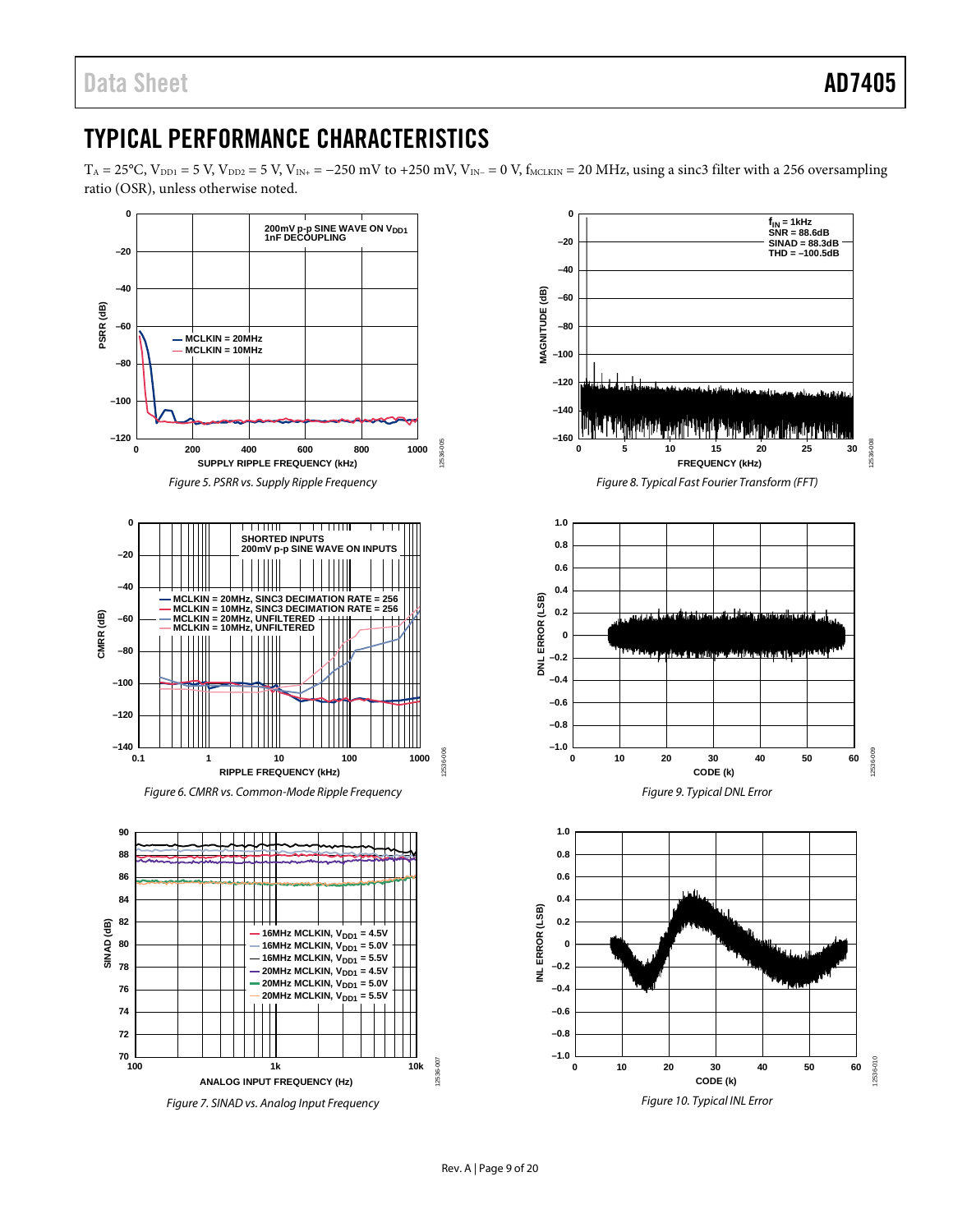# TYPICAL PERFORMANCE CHARACTERISTICS

$T_A$ = 25°C, $V_{DD1}$ = 5 V, $V_{DD2}$ = 5 V, $V_{IN+}$ = −250 mV to +250 mV, $V_{IN-}$ = 0 V, $f_{MCLKIN}$ = 20 MHz, using a sinc3 filter with a 256 oversampling ratio (OSR), unless otherwise noted.

200mV p-p SINE WAVE ON $V_{DD1}$
1nF DECOUPLING
MCLKIN = 20MHz
MCLKIN = 10MHz
PSRR (dB)
SUPPLY RIPPLE FREQUENCY (kHz)
0, −20, −40, −60, −80, −100, −120
0, 200, 400, 600, 800, 1000
12536-005

*Figure 5. PSRR vs. Supply Ripple Frequency*

SHORTED INPUTS
200mV p-p SINE WAVE ON INPUTS
MCLKIN = 20MHz, SINC3 DECIMATION RATE = 256
MCLKIN = 10MHz, SINC3 DECIMATION RATE = 256
MCLKIN = 20MHz, UNFILTERED
MCLKIN = 10MHz, UNFILTERED
CMRR (dB)
RIPPLE FREQUENCY (kHz)
0, −20, −40, −60, −80, −100, −120, −140
0.1, 1, 10, 100, 1000
12536-006

*Figure 6. CMRR vs. Common-Mode Ripple Frequency*

16MHz MCLKIN, $V_{DD1}$ = 4.5V
16MHz MCLKIN, $V_{DD1}$ = 5.0V
16MHz MCLKIN, $V_{DD1}$ = 5.5V
20MHz MCLKIN, $V_{DD1}$ = 4.5V
20MHz MCLKIN, $V_{DD1}$ = 5.0V
20MHz MCLKIN, $V_{DD1}$ = 5.5V
SINAD (dB)
ANALOG INPUT FREQUENCY (Hz)
90, 88, 86, 84, 82, 80, 78, 76, 74, 72, 70
100, 1k, 10k
12536-007

*Figure 7. SINAD vs. Analog Input Frequency*

$f_{IN}$ = 1kHz
SNR = 88.6dB
SINAD = 88.3dB
THD = −100.5dB
MAGNITUDE (dB)
FREQUENCY (kHz)
0, −20, −40, −60, −80, −100, −120, −140, −160
0, 5, 10, 15, 20, 25, 30
12536-008

*Figure 8. Typical Fast Fourier Transform (FFT)*

DNL ERROR (LSB)
CODE (k)
1.0, 0.8, 0.6, 0.4, 0.2, 0, −0.2, −0.4, −0.6, −0.8, −1.0
0, 10, 20, 30, 40, 50, 60
12536-009

*Figure 9. Typical DNL Error*

INL ERROR (LSB)
CODE (k)
1.0, 0.8, 0.6, 0.4, 0.2, 0, −0.2, −0.4, −0.6, −0.8, −1.0
0, 10, 20, 30, 40, 50, 60
12536-010

*Figure 10. Typical INL Error*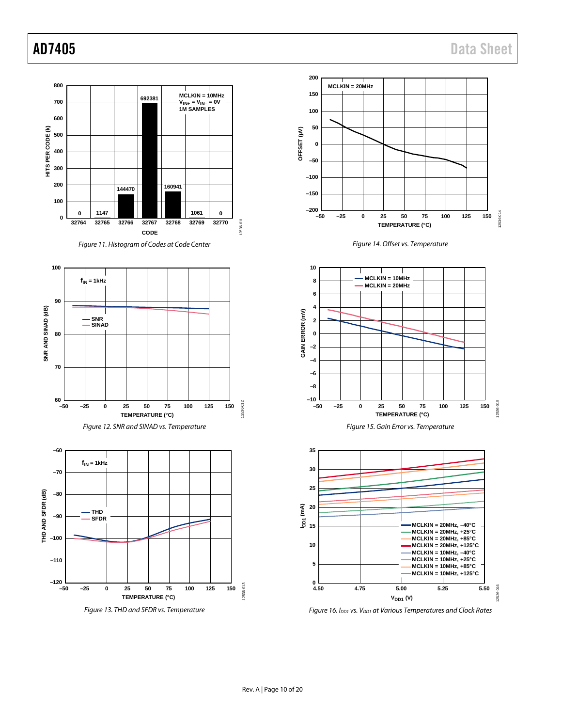800
700
600
500
400
300
200
100
0

HITS PER CODE (k)

692381

MCLKIN = 10MHz
$V_{IN+} = V_{IN-} = 0V$
1M SAMPLES

144470

160941

0

1147

1061

0

32764 32765 32766 32767 32768 32769 32770

CODE

12536-011

Figure 11. Histogram of Codes at Code Center

200
150
100
50
0
−50
−100
−150
−200

OFFSET (µV)

MCLKIN = 20MHz

−50 −25 0 25 50 75 100 125 150

TEMPERATURE (°C)

12536-014

Figure 14. Offset vs. Temperature

100
90
80
70
60

SNR AND SINAD (dB)

$f_{IN}$ = 1kHz

SNR
SINAD

−50 −25 0 25 50 75 100 125 150

TEMPERATURE (°C)

12536-012

Figure 12. SNR and SINAD vs. Temperature

10
8
6
4
2
0
−2
−4
−6
−8
−10

GAIN ERROR (mV)

MCLKIN = 10MHz
MCLKIN = 20MHz

−50 −25 0 25 50 75 100 125 150

TEMPERATURE (°C)

12536-015

Figure 15. Gain Error vs. Temperature

−60
−70
−80
−90
−100
−110
−120

THD AND SFDR (dB)

$f_{IN}$ = 1kHz

THD
SFDR

−50 −25 0 25 50 75 100 125 150

TEMPERATURE (°C)

12536-013

Figure 13. THD and SFDR vs. Temperature

35
30
25
20
15
10
5
0

$I_{DD1}$ (mA)

MCLKIN = 20MHz, −40°C
MCLKIN = 20MHz, +25°C
MCLKIN = 20MHz, +85°C
MCLKIN = 20MHz, +125°C
MCLKIN = 10MHz, −40°C
MCLKIN = 10MHz, +25°C
MCLKIN = 10MHz, +85°C
MCLKIN = 10MHz, +125°C

4.50 4.75 5.00 5.25 5.50

$V_{DD1}$ (V)

12536-016

Figure 16. $I_{DD1}$ vs. $V_{DD1}$ at Various Temperatures and Clock Rates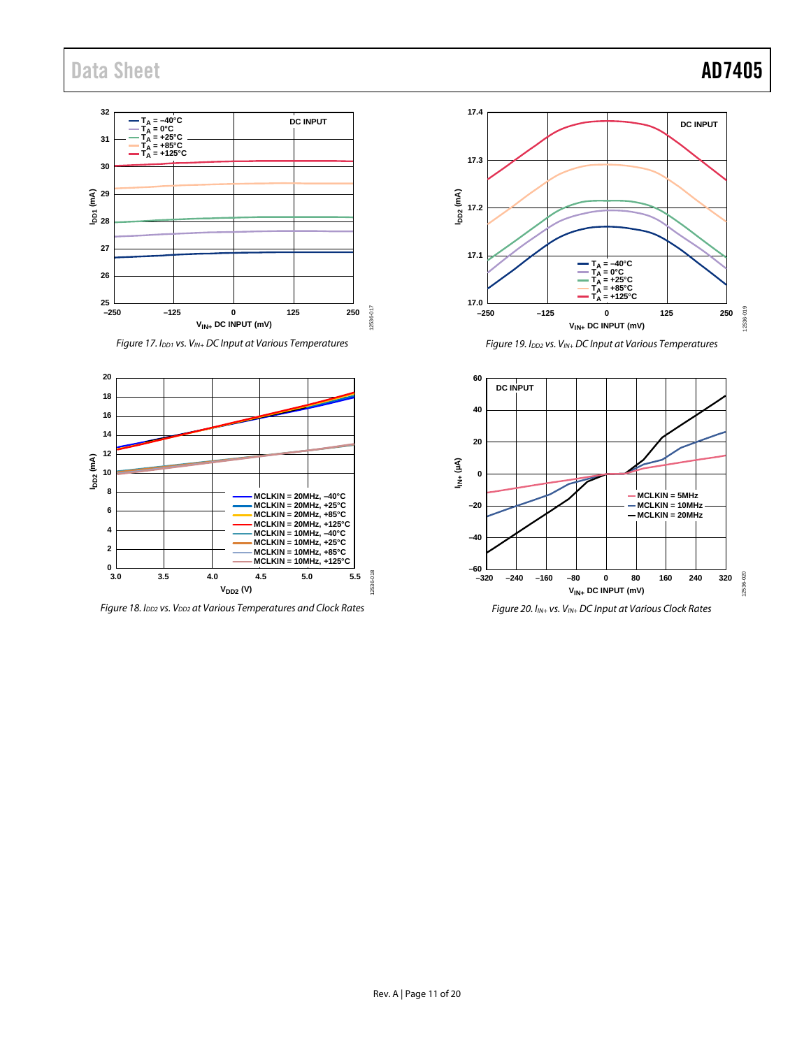32
31
30
29
28
27
26
25
−250
−125
0
125
250

$I_{DD1}$ (mA)

$V_{IN+}$ DC INPUT (mV)

$T_A$ = −40°C
$T_A$ = 0°C
$T_A$ = +25°C
$T_A$ = +85°C
$T_A$ = +125°C

DC INPUT

12536-017

Figure 17. $I_{DD1}$ vs. $V_{IN+}$ DC Input at Various Temperatures

17.4
17.3
17.2
17.1
17.0
−250
−125
0
125
250

$I_{DD2}$ (mA)

$V_{IN+}$ DC INPUT (mV)

DC INPUT

$T_A$ = −40°C
$T_A$ = 0°C
$T_A$ = +25°C
$T_A$ = +85°C
$T_A$ = +125°C

12536-019

Figure 19. $I_{DD2}$ vs. $V_{IN+}$ DC Input at Various Temperatures

20
18
16
14
12
10
8
6
4
2
0
3.0
3.5
4.0
4.5
5.0
5.5

$I_{DD2}$ (mA)

$V_{DD2}$ (V)

MCLKIN = 20MHz, −40°C
MCLKIN = 20MHz, +25°C
MCLKIN = 20MHz, +85°C
MCLKIN = 20MHz, +125°C
MCLKIN = 10MHz, −40°C
MCLKIN = 10MHz, +25°C
MCLKIN = 10MHz, +85°C
MCLKIN = 10MHz, +125°C

12536-018

Figure 18. $I_{DD2}$ vs. $V_{DD2}$ at Various Temperatures and Clock Rates

60
40
20
0
−20
−40
−60
−320
−240
−160
−80
0
80
160
240
320

$I_{IN+}$ (µA)

$V_{IN+}$ DC INPUT (mV)

DC INPUT

MCLKIN = 5MHz
MCLKIN = 10MHz
MCLKIN = 20MHz

12536-020

Figure 20. $I_{IN+}$ vs. $V_{IN+}$ DC Input at Various Clock Rates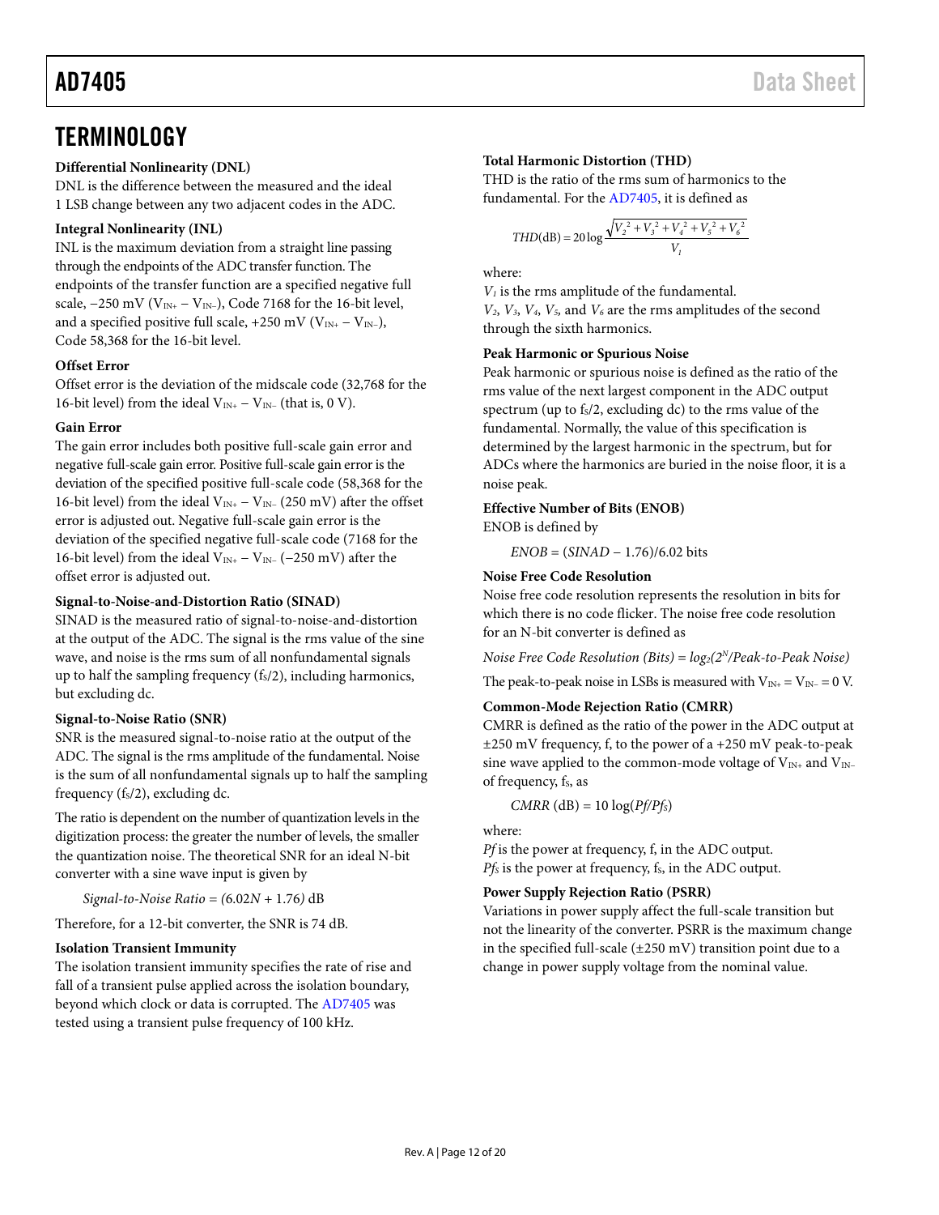# TERMINOLOGY

**Differential Nonlinearity (DNL)**

DNL is the difference between the measured and the ideal 1 LSB change between any two adjacent codes in the ADC.

**Integral Nonlinearity (INL)**

INL is the maximum deviation from a straight line passing through the endpoints of the ADC transfer function. The endpoints of the transfer function are a specified negative full scale, −250 mV ($V_{IN+} − V_{IN−}$), Code 7168 for the 16-bit level, and a specified positive full scale, +250 mV ($V_{IN+} − V_{IN−}$), Code 58,368 for the 16-bit level.

**Offset Error**

Offset error is the deviation of the midscale code (32,768 for the 16-bit level) from the ideal $V_{IN+} − V_{IN−}$ (that is, 0 V).

**Gain Error**

The gain error includes both positive full-scale gain error and negative full-scale gain error. Positive full-scale gain error is the deviation of the specified positive full-scale code (58,368 for the 16-bit level) from the ideal $V_{IN+} − V_{IN−}$ (250 mV) after the offset error is adjusted out. Negative full-scale gain error is the deviation of the specified negative full-scale code (7168 for the 16-bit level) from the ideal $V_{IN+} − V_{IN−}$ (−250 mV) after the offset error is adjusted out.

**Signal-to-Noise-and-Distortion Ratio (SINAD)**

SINAD is the measured ratio of signal-to-noise-and-distortion at the output of the ADC. The signal is the rms value of the sine wave, and noise is the rms sum of all nonfundamental signals up to half the sampling frequency ($f_S$/2), including harmonics, but excluding dc.

**Signal-to-Noise Ratio (SNR)**

SNR is the measured signal-to-noise ratio at the output of the ADC. The signal is the rms amplitude of the fundamental. Noise is the sum of all nonfundamental signals up to half the sampling frequency ($f_S$/2), excluding dc.

The ratio is dependent on the number of quantization levels in the digitization process: the greater the number of levels, the smaller the quantization noise. The theoretical SNR for an ideal N-bit converter with a sine wave input is given by

$$Signal\text{-}to\text{-}Noise\ Ratio = (6.02N + 1.76)\ \text{dB}$$

Therefore, for a 12-bit converter, the SNR is 74 dB.

**Isolation Transient Immunity**

The isolation transient immunity specifies the rate of rise and fall of a transient pulse applied across the isolation boundary, beyond which clock or data is corrupted. The AD7405 was tested using a transient pulse frequency of 100 kHz.

**Total Harmonic Distortion (THD)**

THD is the ratio of the rms sum of harmonics to the fundamental. For the AD7405, it is defined as

$$THD(\text{dB}) = 20\log\frac{\sqrt{V_2^2 + V_3^2 + V_4^2 + V_5^2 + V_6^2}}{V_1}$$

where:

$V_1$ is the rms amplitude of the fundamental.

$V_2$, $V_3$, $V_4$, $V_5$, and $V_6$ are the rms amplitudes of the second through the sixth harmonics.

**Peak Harmonic or Spurious Noise**

Peak harmonic or spurious noise is defined as the ratio of the rms value of the next largest component in the ADC output spectrum (up to $f_S$/2, excluding dc) to the rms value of the fundamental. Normally, the value of this specification is determined by the largest harmonic in the spectrum, but for ADCs where the harmonics are buried in the noise floor, it is a noise peak.

**Effective Number of Bits (ENOB)**

ENOB is defined by

$$ENOB = (SINAD − 1.76)/6.02\ \text{bits}$$

**Noise Free Code Resolution**

Noise free code resolution represents the resolution in bits for which there is no code flicker. The noise free code resolution for an N-bit converter is defined as

$$Noise\ Free\ Code\ Resolution\ (Bits) = \log_2(2^N/Peak\text{-}to\text{-}Peak\ Noise)$$

The peak-to-peak noise in LSBs is measured with $V_{IN+} = V_{IN−} = 0$ V.

**Common-Mode Rejection Ratio (CMRR)**

CMRR is defined as the ratio of the power in the ADC output at ±250 mV frequency, f, to the power of a +250 mV peak-to-peak sine wave applied to the common-mode voltage of $V_{IN+}$ and $V_{IN−}$ of frequency, $f_S$, as

$$CMRR\ (\text{dB}) = 10\log(Pf/Pf_S)$$

where:

$Pf$ is the power at frequency, f, in the ADC output.

$Pf_S$ is the power at frequency, $f_S$, in the ADC output.

**Power Supply Rejection Ratio (PSRR)**

Variations in power supply affect the full-scale transition but not the linearity of the converter. PSRR is the maximum change in the specified full-scale (±250 mV) transition point due to a change in power supply voltage from the nominal value.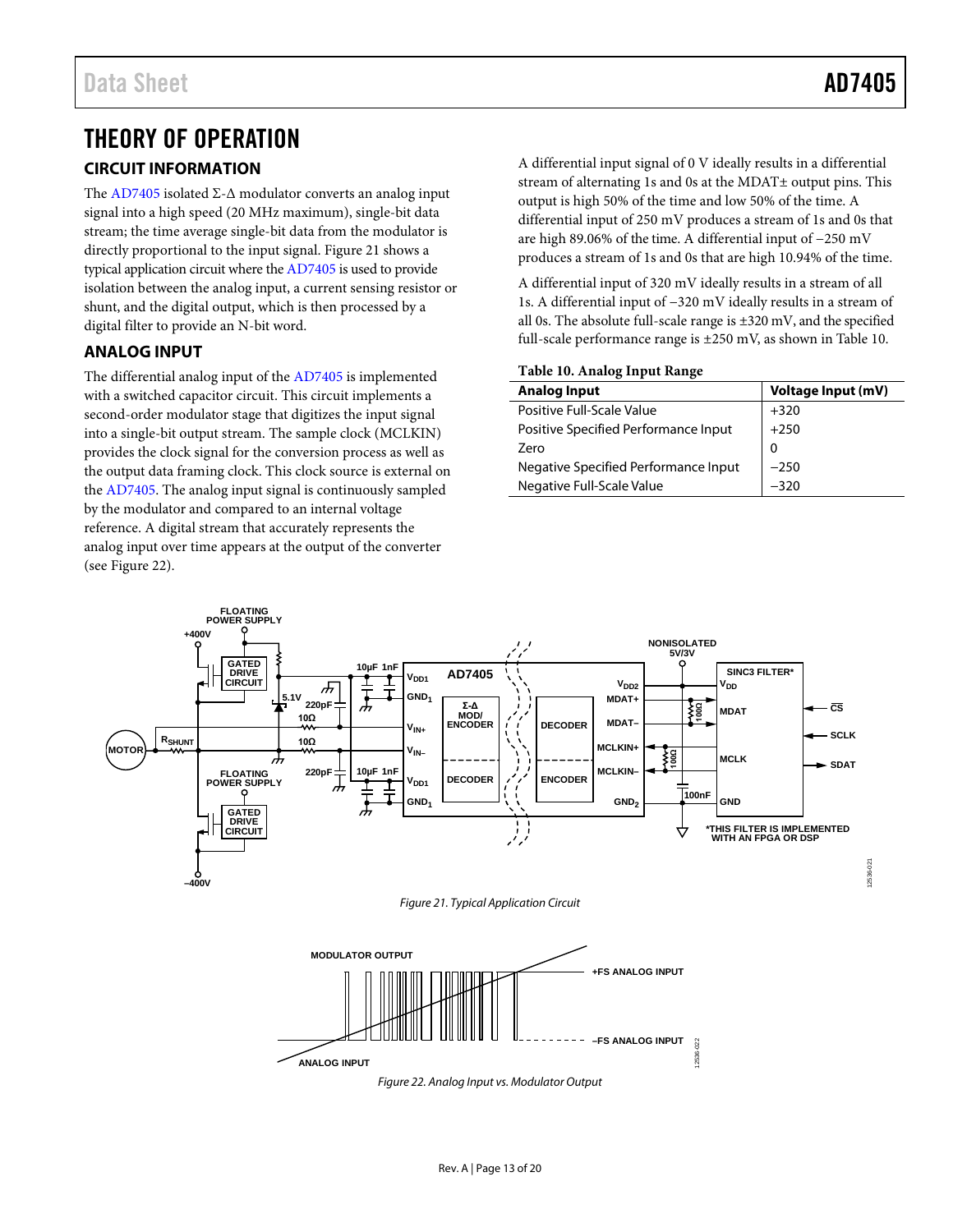# THEORY OF OPERATION

## CIRCUIT INFORMATION

The AD7405 isolated Σ-Δ modulator converts an analog input signal into a high speed (20 MHz maximum), single-bit data stream; the time average single-bit data from the modulator is directly proportional to the input signal. Figure 21 shows a typical application circuit where the AD7405 is used to provide isolation between the analog input, a current sensing resistor or shunt, and the digital output, which is then processed by a digital filter to provide an N-bit word.

## ANALOG INPUT

The differential analog input of the AD7405 is implemented with a switched capacitor circuit. This circuit implements a second-order modulator stage that digitizes the input signal into a single-bit output stream. The sample clock (MCLKIN) provides the clock signal for the conversion process as well as the output data framing clock. This clock source is external on the AD7405. The analog input signal is continuously sampled by the modulator and compared to an internal voltage reference. A digital stream that accurately represents the analog input over time appears at the output of the converter (see Figure 22).

A differential input signal of 0 V ideally results in a differential stream of alternating 1s and 0s at the MDAT± output pins. This output is high 50% of the time and low 50% of the time. A differential input of 250 mV produces a stream of 1s and 0s that are high 89.06% of the time. A differential input of −250 mV produces a stream of 1s and 0s that are high 10.94% of the time.

A differential input of 320 mV ideally results in a stream of all 1s. A differential input of −320 mV ideally results in a stream of all 0s. The absolute full-scale range is ±320 mV, and the specified full-scale performance range is ±250 mV, as shown in Table 10.

**Table 10. Analog Input Range**

| Analog Input | Voltage Input (mV) |
|---|---|
| Positive Full-Scale Value | +320 |
| Positive Specified Performance Input | +250 |
| Zero | 0 |
| Negative Specified Performance Input | −250 |
| Negative Full-Scale Value | −320 |

FLOATING POWER SUPPLY
+400V
GATED DRIVE CIRCUIT
5.1V
220pF
10Ω
10Ω
220pF
MOTOR
$R_{SHUNT}$
FLOATING POWER SUPPLY
GATED DRIVE CIRCUIT
−400V
10µF 1nF
10µF 1nF
AD7405
$V_{DD1}$
$GND_1$
$V_{IN+}$
$V_{IN−}$
$V_{DD1}$
$GND_1$
Σ-Δ MOD/ ENCODER
DECODER
DECODER
ENCODER
$V_{DD2}$
MDAT+
MDAT–
MCLKIN+
MCLKIN–
$GND_2$
NONISOLATED 5V/3V
100Ω
100Ω
100nF
SINC3 FILTER*
$V_{DD}$
MDAT
MCLK
GND
CS
SCLK
SDAT
*THIS FILTER IS IMPLEMENTED WITH AN FPGA OR DSP

*Figure 21. Typical Application Circuit*

MODULATOR OUTPUT
+FS ANALOG INPUT
–FS ANALOG INPUT
ANALOG INPUT

*Figure 22. Analog Input vs. Modulator Output*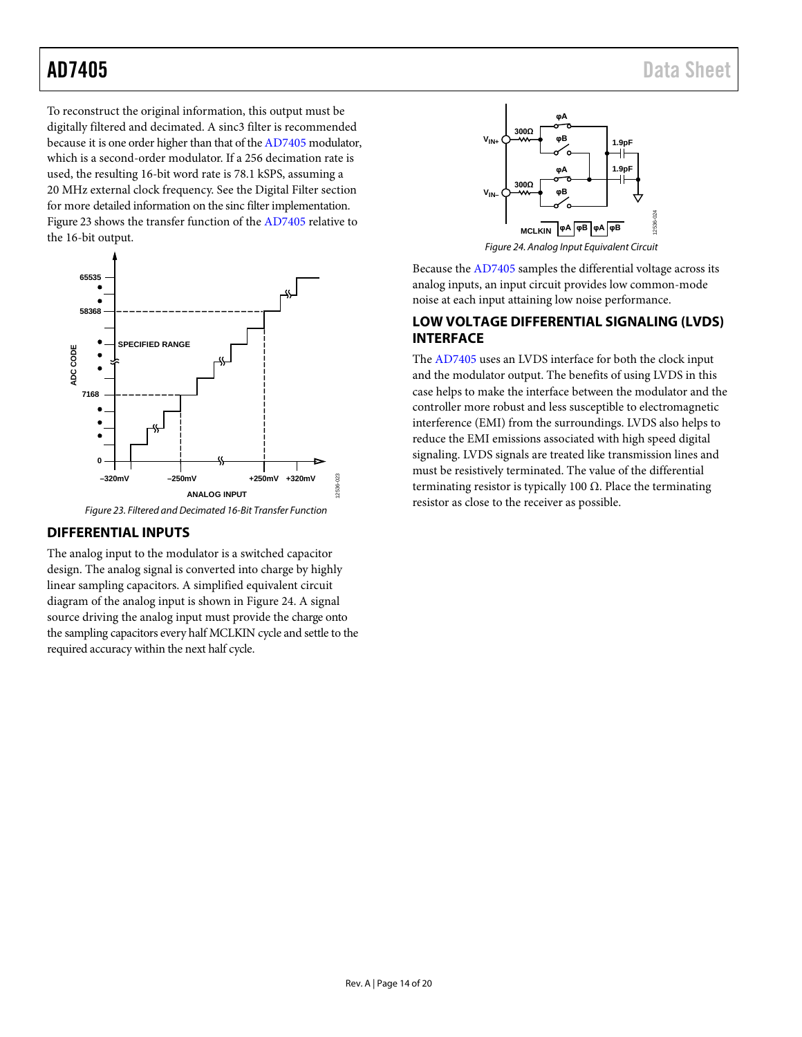To reconstruct the original information, this output must be digitally filtered and decimated. A sinc3 filter is recommended because it is one order higher than that of the AD7405 modulator, which is a second-order modulator. If a 256 decimation rate is used, the resulting 16-bit word rate is 78.1 kSPS, assuming a 20 MHz external clock frequency. See the Digital Filter section for more detailed information on the sinc filter implementation. Figure 23 shows the transfer function of the AD7405 relative to the 16-bit output.

Figure 23. Filtered and Decimated 16-Bit Transfer Function

## DIFFERENTIAL INPUTS

The analog input to the modulator is a switched capacitor design. The analog signal is converted into charge by highly linear sampling capacitors. A simplified equivalent circuit diagram of the analog input is shown in Figure 24. A signal source driving the analog input must provide the charge onto the sampling capacitors every half MCLKIN cycle and settle to the required accuracy within the next half cycle.

Figure 24. Analog Input Equivalent Circuit

Because the AD7405 samples the differential voltage across its analog inputs, an input circuit provides low common-mode noise at each input attaining low noise performance.

## LOW VOLTAGE DIFFERENTIAL SIGNALING (LVDS) INTERFACE

The AD7405 uses an LVDS interface for both the clock input and the modulator output. The benefits of using LVDS in this case helps to make the interface between the modulator and the controller more robust and less susceptible to electromagnetic interference (EMI) from the surroundings. LVDS also helps to reduce the EMI emissions associated with high speed digital signaling. LVDS signals are treated like transmission lines and must be resistively terminated. The value of the differential terminating resistor is typically 100 Ω. Place the terminating resistor as close to the receiver as possible.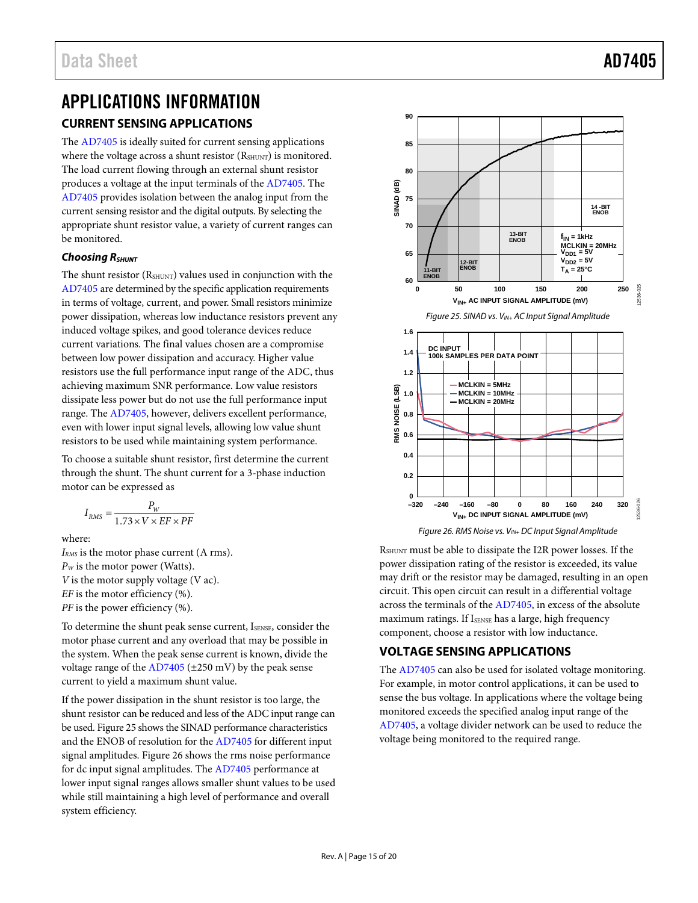# APPLICATIONS INFORMATION

## CURRENT SENSING APPLICATIONS

The AD7405 is ideally suited for current sensing applications where the voltage across a shunt resistor ($R_{SHUNT}$) is monitored. The load current flowing through an external shunt resistor produces a voltage at the input terminals of the AD7405. The AD7405 provides isolation between the analog input from the current sensing resistor and the digital outputs. By selecting the appropriate shunt resistor value, a variety of current ranges can be monitored.

### *Choosing $R_{SHUNT}$*

The shunt resistor ($R_{SHUNT}$) values used in conjunction with the AD7405 are determined by the specific application requirements in terms of voltage, current, and power. Small resistors minimize power dissipation, whereas low inductance resistors prevent any induced voltage spikes, and good tolerance devices reduce current variations. The final values chosen are a compromise between low power dissipation and accuracy. Higher value resistors use the full performance input range of the ADC, thus achieving maximum SNR performance. Low value resistors dissipate less power but do not use the full performance input range. The AD7405, however, delivers excellent performance, even with lower input signal levels, allowing low value shunt resistors to be used while maintaining system performance.

To choose a suitable shunt resistor, first determine the current through the shunt. The shunt current for a 3-phase induction motor can be expressed as

$$I_{RMS} = \frac{P_W}{1.73 \times V \times EF \times PF}$$

where:
$I_{RMS}$ is the motor phase current (A rms).
$P_W$ is the motor power (Watts).
$V$ is the motor supply voltage (V ac).
$EF$ is the motor efficiency (%).
$PF$ is the power efficiency (%).

To determine the shunt peak sense current, $I_{SENSE}$, consider the motor phase current and any overload that may be possible in the system. When the peak sense current is known, divide the voltage range of the AD7405 (±250 mV) by the peak sense current to yield a maximum shunt value.

If the power dissipation in the shunt resistor is too large, the shunt resistor can be reduced and less of the ADC input range can be used. Figure 25 shows the SINAD performance characteristics and the ENOB of resolution for the AD7405 for different input signal amplitudes. Figure 26 shows the rms noise performance for dc input signal amplitudes. The AD7405 performance at lower input signal ranges allows smaller shunt values to be used while still maintaining a high level of performance and overall system efficiency.

SINAD (dB)
90
85
80
75
70
65
60
0 50 100 150 200 250
$V_{IN+}$ AC INPUT SIGNAL AMPLITUDE (mV)
11-BIT ENOB
12-BIT ENOB
13-BIT ENOB
14-BIT ENOB
$f_{IN}$ = 1kHz
MCLKIN = 20MHz
$V_{DD1}$ = 5V
$V_{DD2}$ = 5V
$T_A$ = 25°C
12536-025

Figure 25. SINAD vs. $V_{IN+}$ AC Input Signal Amplitude

RMS NOISE (LSB)
1.6
1.4
1.2
1.0
0.8
0.6
0.4
0.2
0
–320 –240 –160 –80 0 80 160 240 320
$V_{IN+}$ DC INPUT SIGNAL AMPLITUDE (mV)
DC INPUT
100k SAMPLES PER DATA POINT
MCLKIN = 5MHz
MCLKIN = 10MHz
MCLKIN = 20MHz
12536-026

Figure 26. RMS Noise vs. $V_{IN+}$ DC Input Signal Amplitude

$R_{SHUNT}$ must be able to dissipate the I2R power losses. If the power dissipation rating of the resistor is exceeded, its value may drift or the resistor may be damaged, resulting in an open circuit. This open circuit can result in a differential voltage across the terminals of the AD7405, in excess of the absolute maximum ratings. If $I_{SENSE}$ has a large, high frequency component, choose a resistor with low inductance.

## VOLTAGE SENSING APPLICATIONS

The AD7405 can also be used for isolated voltage monitoring. For example, in motor control applications, it can be used to sense the bus voltage. In applications where the voltage being monitored exceeds the specified analog input range of the AD7405, a voltage divider network can be used to reduce the voltage being monitored to the required range.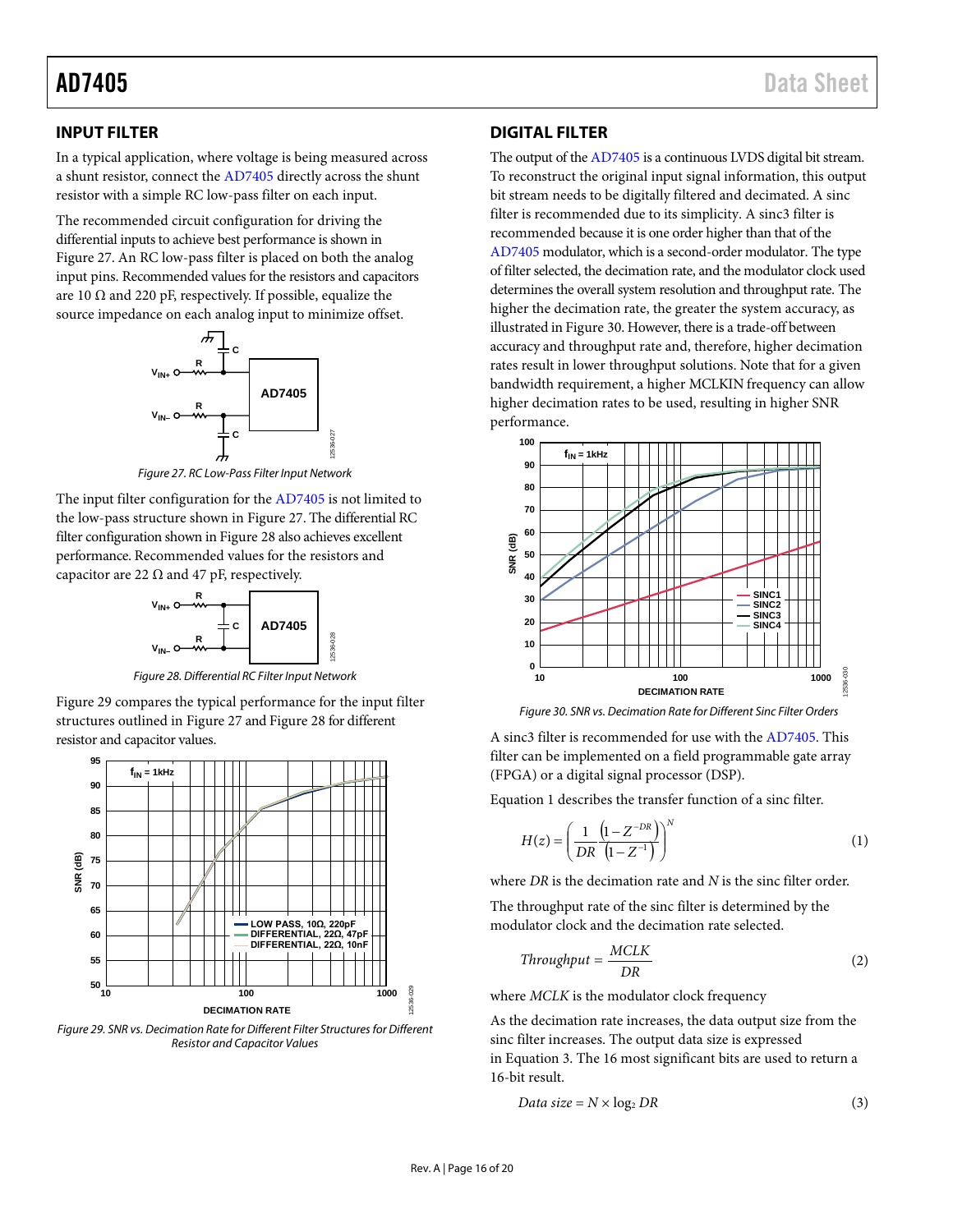## INPUT FILTER

In a typical application, where voltage is being measured across a shunt resistor, connect the AD7405 directly across the shunt resistor with a simple RC low-pass filter on each input.

The recommended circuit configuration for driving the differential inputs to achieve best performance is shown in Figure 27. An RC low-pass filter is placed on both the analog input pins. Recommended values for the resistors and capacitors are 10 Ω and 220 pF, respectively. If possible, equalize the source impedance on each analog input to minimize offset.

$V_{IN+}$
$V_{IN-}$
R
R
C
C
AD7405
12536-027

*Figure 27. RC Low-Pass Filter Input Network*

The input filter configuration for the AD7405 is not limited to the low-pass structure shown in Figure 27. The differential RC filter configuration shown in Figure 28 also achieves excellent performance. Recommended values for the resistors and capacitor are 22 Ω and 47 pF, respectively.

$V_{IN+}$
$V_{IN-}$
R
R
C
AD7405
12536-028

*Figure 28. Differential RC Filter Input Network*

Figure 29 compares the typical performance for the input filter structures outlined in Figure 27 and Figure 28 for different resistor and capacitor values.

$f_{IN}$ = 1kHz
SNR (dB)
95
90
85
80
75
70
65
60
55
50
10
100
1000
DECIMATION RATE
LOW PASS, 10Ω, 220pF
DIFFERENTIAL, 22Ω, 47pF
DIFFERENTIAL, 22Ω, 10nF
12536-029

*Figure 29. SNR vs. Decimation Rate for Different Filter Structures for Different Resistor and Capacitor Values*

## DIGITAL FILTER

The output of the AD7405 is a continuous LVDS digital bit stream. To reconstruct the original input signal information, this output bit stream needs to be digitally filtered and decimated. A sinc filter is recommended due to its simplicity. A sinc3 filter is recommended because it is one order higher than that of the AD7405 modulator, which is a second-order modulator. The type of filter selected, the decimation rate, and the modulator clock used determines the overall system resolution and throughput rate. The higher the decimation rate, the greater the system accuracy, as illustrated in Figure 30. However, there is a trade-off between accuracy and throughput rate and, therefore, higher decimation rates result in lower throughput solutions. Note that for a given bandwidth requirement, a higher MCLKIN frequency can allow higher decimation rates to be used, resulting in higher SNR performance.

$f_{IN}$ = 1kHz
SNR (dB)
100
90
80
70
60
50
40
30
20
10
0
10
100
1000
DECIMATION RATE
SINC1
SINC2
SINC3
SINC4
12536-030

*Figure 30. SNR vs. Decimation Rate for Different Sinc Filter Orders*

A sinc3 filter is recommended for use with the AD7405. This filter can be implemented on a field programmable gate array (FPGA) or a digital signal processor (DSP).

Equation 1 describes the transfer function of a sinc filter.

$$H(z) = \left( \frac{1}{DR} \frac{\left(1 - Z^{-DR}\right)}{\left(1 - Z^{-1}\right)} \right)^{N} \quad (1)$$

where *DR* is the decimation rate and *N* is the sinc filter order.

The throughput rate of the sinc filter is determined by the modulator clock and the decimation rate selected.

$$Throughput = \frac{MCLK}{DR} \quad (2)$$

where *MCLK* is the modulator clock frequency

As the decimation rate increases, the data output size from the sinc filter increases. The output data size is expressed in Equation 3. The 16 most significant bits are used to return a 16-bit result.

$$Data\ size = N \times \log_2 DR \quad (3)$$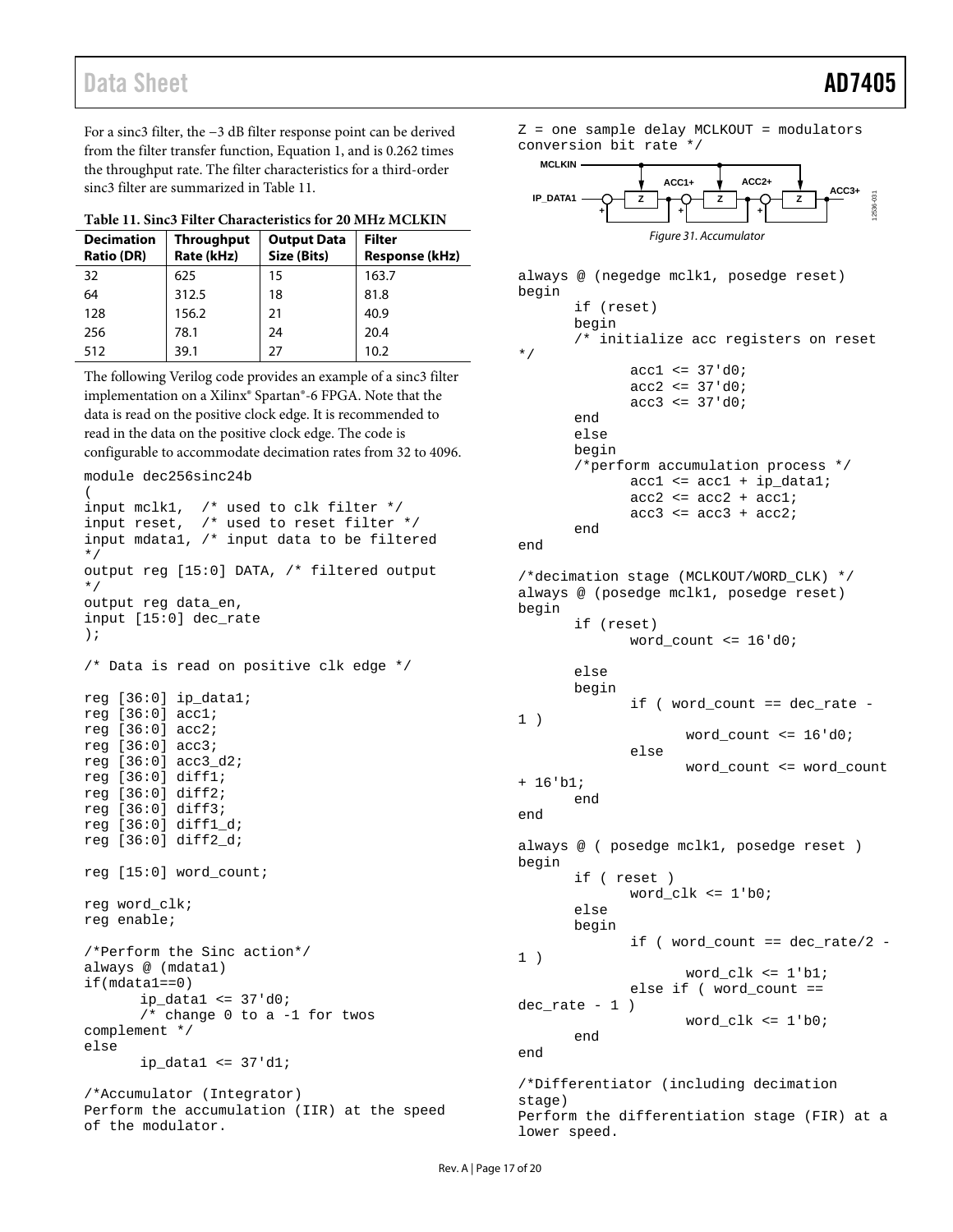For a sinc3 filter, the −3 dB filter response point can be derived from the filter transfer function, Equation 1, and is 0.262 times the throughput rate. The filter characteristics for a third-order sinc3 filter are summarized in Table 11.

**Table 11. Sinc3 Filter Characteristics for 20 MHz MCLKIN**

| Decimation Ratio (DR) | Throughput Rate (kHz) | Output Data Size (Bits) | Filter Response (kHz) |
|---|---|---|---|
| 32 | 625 | 15 | 163.7 |
| 64 | 312.5 | 18 | 81.8 |
| 128 | 156.2 | 21 | 40.9 |
| 256 | 78.1 | 24 | 20.4 |
| 512 | 39.1 | 27 | 10.2 |

The following Verilog code provides an example of a sinc3 filter implementation on a Xilinx® Spartan®-6 FPGA. Note that the data is read on the positive clock edge. It is recommended to read in the data on the positive clock edge. The code is configurable to accommodate decimation rates from 32 to 4096.

```
module dec256sinc24b
(
input mclk1,  /* used to clk filter */
input reset,  /* used to reset filter */
input mdata1, /* input data to be filtered
*/
output reg [15:0] DATA, /* filtered output
*/
output reg data_en,
input [15:0] dec_rate
);

/* Data is read on positive clk edge */

reg [36:0] ip_data1;
reg [36:0] acc1;
reg [36:0] acc2;
reg [36:0] acc3;
reg [36:0] acc3_d2;
reg [36:0] diff1;
reg [36:0] diff2;
reg [36:0] diff3;
reg [36:0] diff1_d;
reg [36:0] diff2_d;

reg [15:0] word_count;

reg word_clk;
reg enable;

/*Perform the Sinc action*/
always @ (mdata1)
if(mdata1==0)
       ip_data1 <= 37'd0;
       /* change 0 to a -1 for twos
complement */
else
       ip_data1 <= 37'd1;

/*Accumulator (Integrator)
Perform the accumulation (IIR) at the speed
of the modulator.

Z = one sample delay MCLKOUT = modulators
conversion bit rate */
```

MCLKIN
IP_DATA1
ACC1+
ACC2+
ACC3+
Z
Z
Z
+
+
+

*Figure 31. Accumulator*

```
always @ (negedge mclk1, posedge reset)
begin
       if (reset)
       begin
       /* initialize acc registers on reset
*/
              acc1 <= 37'd0;
              acc2 <= 37'd0;
              acc3 <= 37'd0;
       end
       else
       begin
       /*perform accumulation process */
              acc1 <= acc1 + ip_data1;
              acc2 <= acc2 + acc1;
              acc3 <= acc3 + acc2;
       end
end

/*decimation stage (MCLKOUT/WORD_CLK) */
always @ (posedge mclk1, posedge reset)
begin
       if (reset)
              word_count <= 16'd0;

       else
       begin
              if ( word_count == dec_rate -
1 )
                     word_count <= 16'd0;
              else
                     word_count <= word_count
+ 16'b1;
       end
end

always @ ( posedge mclk1, posedge reset )
begin
       if ( reset )
              word_clk <= 1'b0;
       else
       begin
              if ( word_count == dec_rate/2 -
1 )
                     word_clk <= 1'b1;
              else if ( word_count ==
dec_rate - 1 )
                     word_clk <= 1'b0;
       end
end

/*Differentiator (including decimation
stage)
Perform the differentiation stage (FIR) at a
lower speed.
```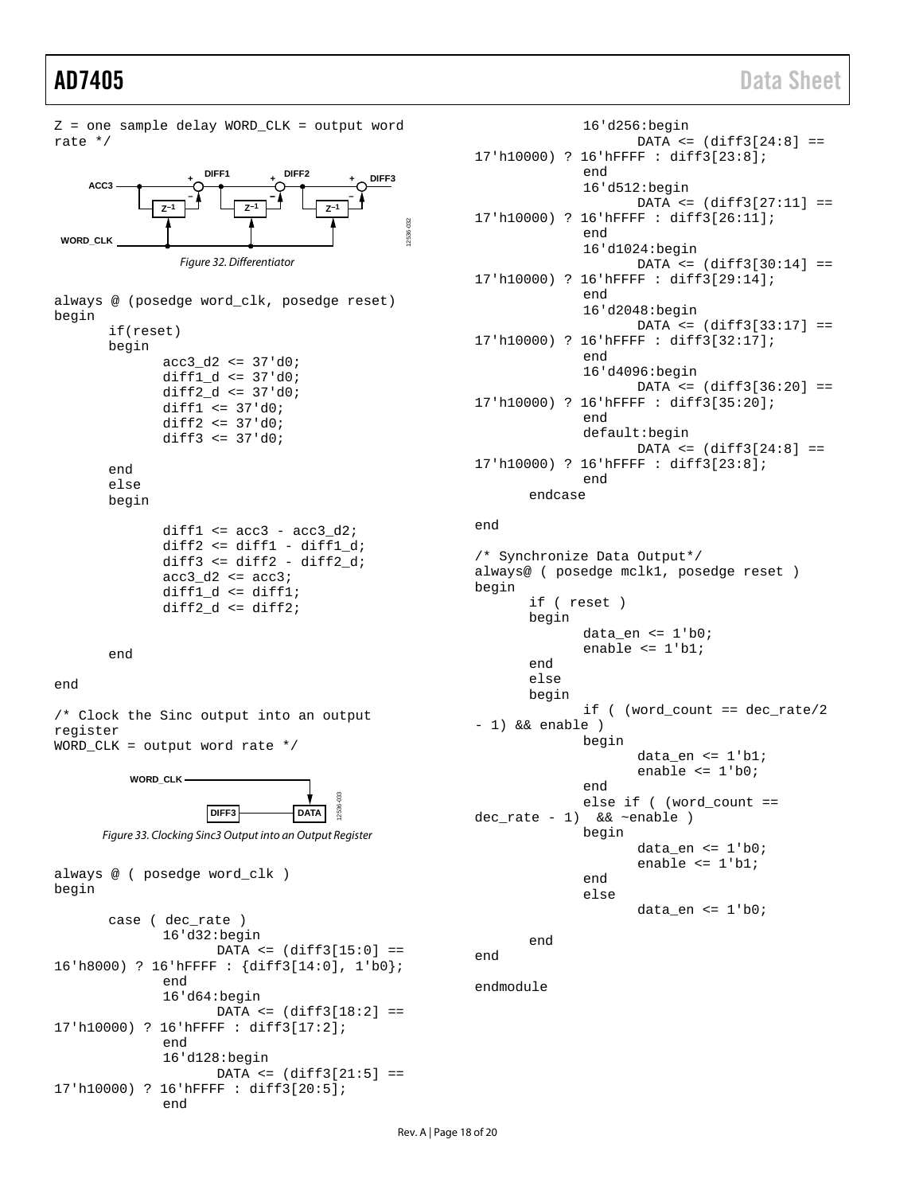```
Z = one sample delay WORD_CLK = output word
rate */
```

ACC3
DIFF1
DIFF2
DIFF3
Z−1
Z−1
Z−1
WORD_CLK
12536-032

Figure 32. Differentiator

```
always @ (posedge word_clk, posedge reset)
begin
       if(reset)
       begin
              acc3_d2 <= 37'd0;
              diff1_d <= 37'd0;
              diff2_d <= 37'd0;
              diff1 <= 37'd0;
              diff2 <= 37'd0;
              diff3 <= 37'd0;

       end
       else
       begin

              diff1 <= acc3 - acc3_d2;
              diff2 <= diff1 - diff1_d;
              diff3 <= diff2 - diff2_d;
              acc3_d2 <= acc3;
              diff1_d <= diff1;
              diff2_d <= diff2;


       end

end

/* Clock the Sinc output into an output
register
WORD_CLK = output word rate */
```

WORD_CLK
DIFF3
DATA
12536-033

Figure 33. Clocking Sinc3 Output into an Output Register

```
always @ ( posedge word_clk )
begin

       case ( dec_rate )
              16'd32:begin
                     DATA <= (diff3[15:0] ==
16'h8000) ? 16'hFFFF : {diff3[14:0], 1'b0};
              end
              16'd64:begin
                     DATA <= (diff3[18:2] ==
17'h10000) ? 16'hFFFF : diff3[17:2];
              end
              16'd128:begin
                     DATA <= (diff3[21:5] ==
17'h10000) ? 16'hFFFF : diff3[20:5];
              end
              16'd256:begin
                     DATA <= (diff3[24:8] ==
17'h10000) ? 16'hFFFF : diff3[23:8];
              end
              16'd512:begin
                     DATA <= (diff3[27:11] ==
17'h10000) ? 16'hFFFF : diff3[26:11];
              end
              16'd1024:begin
                     DATA <= (diff3[30:14] ==
17'h10000) ? 16'hFFFF : diff3[29:14];
              end
              16'd2048:begin
                     DATA <= (diff3[33:17] ==
17'h10000) ? 16'hFFFF : diff3[32:17];
              end
              16'd4096:begin
                     DATA <= (diff3[36:20] ==
17'h10000) ? 16'hFFFF : diff3[35:20];
              end
              default:begin
                     DATA <= (diff3[24:8] ==
17'h10000) ? 16'hFFFF : diff3[23:8];
              end
       endcase

end

/* Synchronize Data Output*/
always@ ( posedge mclk1, posedge reset )
begin
       if ( reset )
       begin
              data_en <= 1'b0;
              enable <= 1'b1;
       end
       else
       begin
              if ( (word_count == dec_rate/2
- 1) && enable )
              begin
                     data_en <= 1'b1;
                     enable <= 1'b0;
              end
              else if ( (word_count ==
dec_rate - 1)  && ~enable )
              begin
                     data_en <= 1'b0;
                     enable <= 1'b1;
              end
              else
                     data_en <= 1'b0;

       end
end

endmodule
```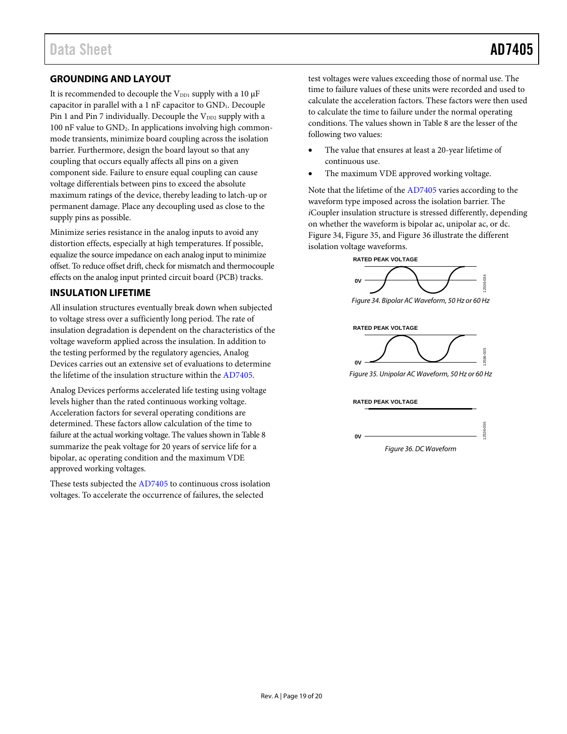## GROUNDING AND LAYOUT

It is recommended to decouple the $V_{DD1}$ supply with a 10 µF capacitor in parallel with a 1 nF capacitor to $GND_1$. Decouple Pin 1 and Pin 7 individually. Decouple the $V_{DD2}$ supply with a 100 nF value to $GND_2$. In applications involving high common-mode transients, minimize board coupling across the isolation barrier. Furthermore, design the board layout so that any coupling that occurs equally affects all pins on a given component side. Failure to ensure equal coupling can cause voltage differentials between pins to exceed the absolute maximum ratings of the device, thereby leading to latch-up or permanent damage. Place any decoupling used as close to the supply pins as possible.

Minimize series resistance in the analog inputs to avoid any distortion effects, especially at high temperatures. If possible, equalize the source impedance on each analog input to minimize offset. To reduce offset drift, check for mismatch and thermocouple effects on the analog input printed circuit board (PCB) tracks.

## INSULATION LIFETIME

All insulation structures eventually break down when subjected to voltage stress over a sufficiently long period. The rate of insulation degradation is dependent on the characteristics of the voltage waveform applied across the insulation. In addition to the testing performed by the regulatory agencies, Analog Devices carries out an extensive set of evaluations to determine the lifetime of the insulation structure within the AD7405.

Analog Devices performs accelerated life testing using voltage levels higher than the rated continuous working voltage. Acceleration factors for several operating conditions are determined. These factors allow calculation of the time to failure at the actual working voltage. The values shown in Table 8 summarize the peak voltage for 20 years of service life for a bipolar, ac operating condition and the maximum VDE approved working voltages.

These tests subjected the AD7405 to continuous cross isolation voltages. To accelerate the occurrence of failures, the selected test voltages were values exceeding those of normal use. The time to failure values of these units were recorded and used to calculate the acceleration factors. These factors were then used to calculate the time to failure under the normal operating conditions. The values shown in Table 8 are the lesser of the following two values:

- The value that ensures at least a 20-year lifetime of continuous use.
- The maximum VDE approved working voltage.

Note that the lifetime of the AD7405 varies according to the waveform type imposed across the isolation barrier. The *i*Coupler insulation structure is stressed differently, depending on whether the waveform is bipolar ac, unipolar ac, or dc. Figure 34, Figure 35, and Figure 36 illustrate the different isolation voltage waveforms.

RATED PEAK VOLTAGE
0V
12536-034

*Figure 34. Bipolar AC Waveform, 50 Hz or 60 Hz*

RATED PEAK VOLTAGE
0V
12536-035

*Figure 35. Unipolar AC Waveform, 50 Hz or 60 Hz*

RATED PEAK VOLTAGE
0V
12536-036

*Figure 36. DC Waveform*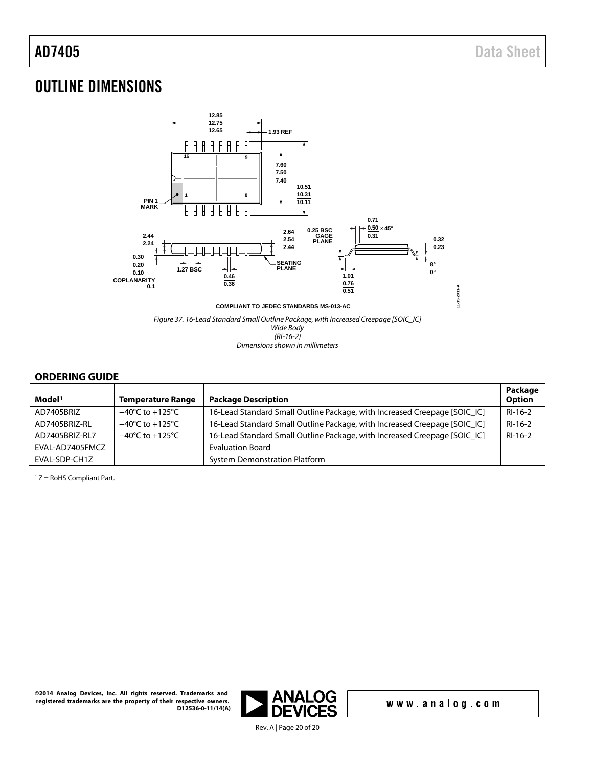# OUTLINE DIMENSIONS

12.85
12.75
12.65

1.93 REF

16
9
1
8

7.60
7.50
7.40

10.51
10.31
10.11

PIN 1
MARK

2.44
2.24

2.64
2.54
2.44

0.25 BSC
GAGE
PLANE

0.71
0.50 × 45°
0.31

0.32
0.23

0.30
0.20
0.10
COPLANARITY
0.1

1.27 BSC

0.46
0.36

SEATING
PLANE

1.01
0.76
0.51

8°
0°

11-15-2011-A

COMPLIANT TO JEDEC STANDARDS MS-013-AC

*Figure 37. 16-Lead Standard Small Outline Package, with Increased Creepage [SOIC_IC] Wide Body (RI-16-2) Dimensions shown in millimeters*

## ORDERING GUIDE

| Model[1] | Temperature Range | Package Description | Package Option |
|---|---|---|---|
| AD7405BRIZ | −40°C to +125°C | 16-Lead Standard Small Outline Package, with Increased Creepage [SOIC_IC] | RI-16-2 |
| AD7405BRIZ-RL | −40°C to +125°C | 16-Lead Standard Small Outline Package, with Increased Creepage [SOIC_IC] | RI-16-2 |
| AD7405BRIZ-RL7 | −40°C to +125°C | 16-Lead Standard Small Outline Package, with Increased Creepage [SOIC_IC] | RI-16-2 |
| EVAL-AD7405FMCZ | | Evaluation Board | |
| EVAL-SDP-CH1Z | | System Demonstration Platform | |

[1] Z = RoHS Compliant Part.

©2014 Analog Devices, Inc. All rights reserved. Trademarks and registered trademarks are the property of their respective owners. D12536-0-11/14(A)

www.analog.com